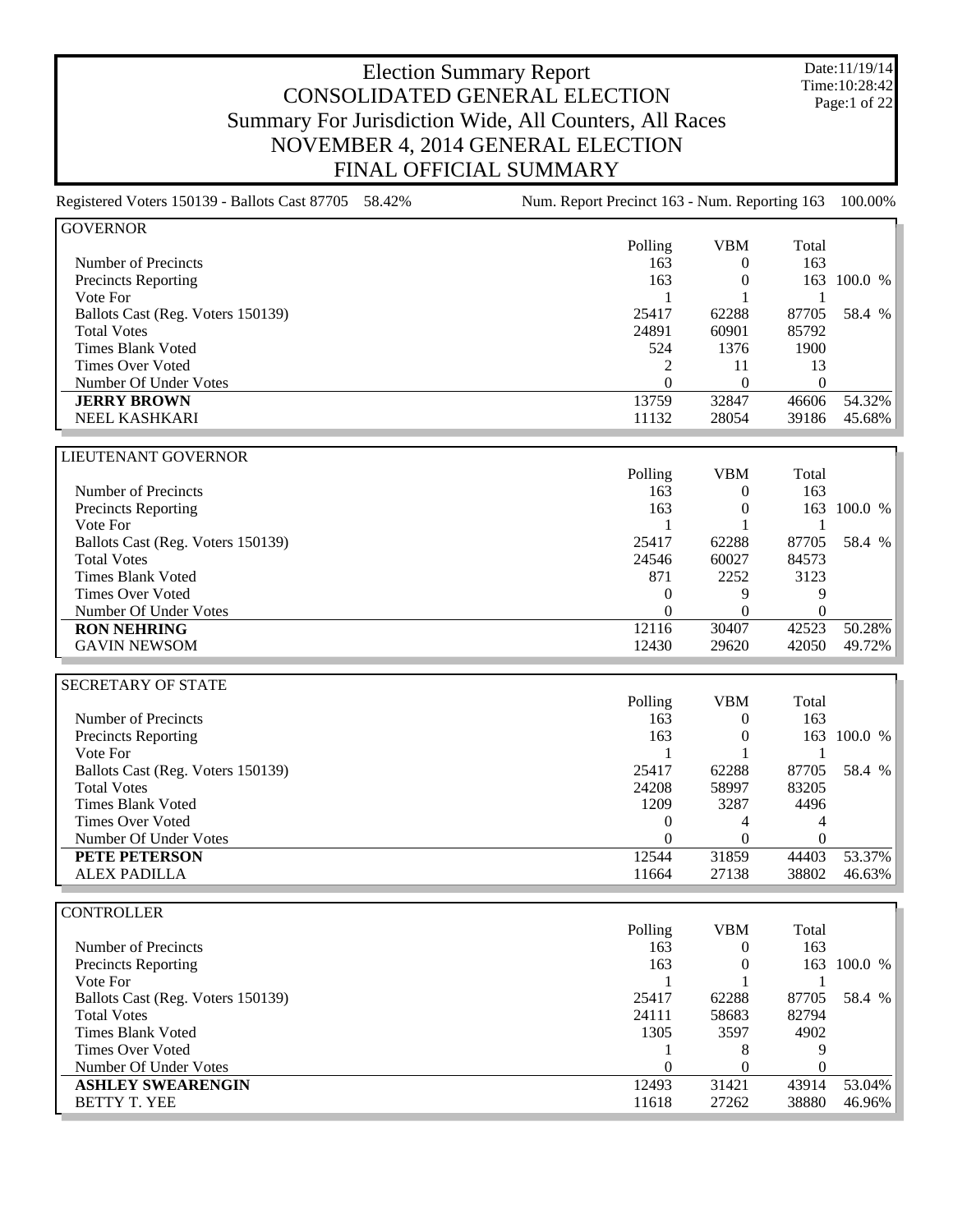# Election Summary Report

## CONSOLIDATED GENERAL ELECTION

### Summary For Jurisdiction Wide, All Counters, All Races

### NOVEMBER 4, 2014 GENERAL ELECTION

### FINAL OFFICIAL SUMMARY

Date:11/19/14
Time:10:28:42

Registered Voters 150139 - Ballots Cast 87705 58.42% Num. Report Precinct 163 - Num. Reporting 163 100.00%

**GOVERNOR**

| | Polling | VBM | Total | |
|---|---|---|---|---|
| Number of Precincts | 163 | 0 | 163 | |
| Precincts Reporting | 163 | 0 | 163 | 100.0 % |
| Vote For | 1 | 1 | 1 | |
| Ballots Cast (Reg. Voters 150139) | 25417 | 62288 | 87705 | 58.4 % |
| Total Votes | 24891 | 60901 | 85792 | |
| Times Blank Voted | 524 | 1376 | 1900 | |
| Times Over Voted | 2 | 11 | 13 | |
| Number Of Under Votes | 0 | 0 | 0 | |
| **JERRY BROWN** | 13759 | 32847 | 46606 | 54.32% |
| NEEL KASHKARI | 11132 | 28054 | 39186 | 45.68% |

**LIEUTENANT GOVERNOR**

| | Polling | VBM | Total | |
|---|---|---|---|---|
| Number of Precincts | 163 | 0 | 163 | |
| Precincts Reporting | 163 | 0 | 163 | 100.0 % |
| Vote For | 1 | 1 | 1 | |
| Ballots Cast (Reg. Voters 150139) | 25417 | 62288 | 87705 | 58.4 % |
| Total Votes | 24546 | 60027 | 84573 | |
| Times Blank Voted | 871 | 2252 | 3123 | |
| Times Over Voted | 0 | 9 | 9 | |
| Number Of Under Votes | 0 | 0 | 0 | |
| **RON NEHRING** | 12116 | 30407 | 42523 | 50.28% |
| GAVIN NEWSOM | 12430 | 29620 | 42050 | 49.72% |

**SECRETARY OF STATE**

| | Polling | VBM | Total | |
|---|---|---|---|---|
| Number of Precincts | 163 | 0 | 163 | |
| Precincts Reporting | 163 | 0 | 163 | 100.0 % |
| Vote For | 1 | 1 | 1 | |
| Ballots Cast (Reg. Voters 150139) | 25417 | 62288 | 87705 | 58.4 % |
| Total Votes | 24208 | 58997 | 83205 | |
| Times Blank Voted | 1209 | 3287 | 4496 | |
| Times Over Voted | 0 | 4 | 4 | |
| Number Of Under Votes | 0 | 0 | 0 | |
| **PETE PETERSON** | 12544 | 31859 | 44403 | 53.37% |
| ALEX PADILLA | 11664 | 27138 | 38802 | 46.63% |

**CONTROLLER**

| | Polling | VBM | Total | |
|---|---|---|---|---|
| Number of Precincts | 163 | 0 | 163 | |
| Precincts Reporting | 163 | 0 | 163 | 100.0 % |
| Vote For | 1 | 1 | 1 | |
| Ballots Cast (Reg. Voters 150139) | 25417 | 62288 | 87705 | 58.4 % |
| Total Votes | 24111 | 58683 | 82794 | |
| Times Blank Voted | 1305 | 3597 | 4902 | |
| Times Over Voted | 1 | 8 | 9 | |
| Number Of Under Votes | 0 | 0 | 0 | |
| **ASHLEY SWEARENGIN** | 12493 | 31421 | 43914 | 53.04% |
| BETTY T. YEE | 11618 | 27262 | 38880 | 46.96% |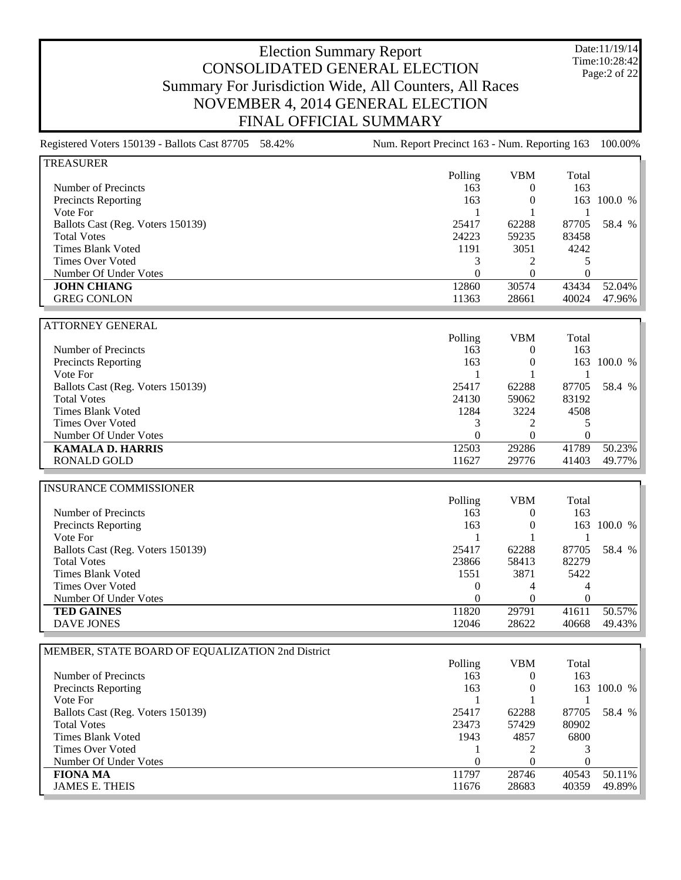# Election Summary Report
## CONSOLIDATED GENERAL ELECTION
## Summary For Jurisdiction Wide, All Counters, All Races
## NOVEMBER 4, 2014 GENERAL ELECTION
## FINAL OFFICIAL SUMMARY

Date:11/19/14
Time:10:28:42

Registered Voters 150139 - Ballots Cast 87705 58.42% Num. Report Precinct 163 - Num. Reporting 163 100.00%

### TREASURER

| | Polling | VBM | Total | |
|---|---|---|---|---|
| Number of Precincts | 163 | 0 | 163 | |
| Precincts Reporting | 163 | 0 | 163 | 100.0 % |
| Vote For | 1 | 1 | 1 | |
| Ballots Cast (Reg. Voters 150139) | 25417 | 62288 | 87705 | 58.4 % |
| Total Votes | 24223 | 59235 | 83458 | |
| Times Blank Voted | 1191 | 3051 | 4242 | |
| Times Over Voted | 3 | 2 | 5 | |
| Number Of Under Votes | 0 | 0 | 0 | |
| **JOHN CHIANG** | 12860 | 30574 | 43434 | 52.04% |
| GREG CONLON | 11363 | 28661 | 40024 | 47.96% |

### ATTORNEY GENERAL

| | Polling | VBM | Total | |
|---|---|---|---|---|
| Number of Precincts | 163 | 0 | 163 | |
| Precincts Reporting | 163 | 0 | 163 | 100.0 % |
| Vote For | 1 | 1 | 1 | |
| Ballots Cast (Reg. Voters 150139) | 25417 | 62288 | 87705 | 58.4 % |
| Total Votes | 24130 | 59062 | 83192 | |
| Times Blank Voted | 1284 | 3224 | 4508 | |
| Times Over Voted | 3 | 2 | 5 | |
| Number Of Under Votes | 0 | 0 | 0 | |
| **KAMALA D. HARRIS** | 12503 | 29286 | 41789 | 50.23% |
| RONALD GOLD | 11627 | 29776 | 41403 | 49.77% |

### INSURANCE COMMISSIONER

| | Polling | VBM | Total | |
|---|---|---|---|---|
| Number of Precincts | 163 | 0 | 163 | |
| Precincts Reporting | 163 | 0 | 163 | 100.0 % |
| Vote For | 1 | 1 | 1 | |
| Ballots Cast (Reg. Voters 150139) | 25417 | 62288 | 87705 | 58.4 % |
| Total Votes | 23866 | 58413 | 82279 | |
| Times Blank Voted | 1551 | 3871 | 5422 | |
| Times Over Voted | 0 | 4 | 4 | |
| Number Of Under Votes | 0 | 0 | 0 | |
| **TED GAINES** | 11820 | 29791 | 41611 | 50.57% |
| DAVE JONES | 12046 | 28622 | 40668 | 49.43% |

### MEMBER, STATE BOARD OF EQUALIZATION 2nd District

| | Polling | VBM | Total | |
|---|---|---|---|---|
| Number of Precincts | 163 | 0 | 163 | |
| Precincts Reporting | 163 | 0 | 163 | 100.0 % |
| Vote For | 1 | 1 | 1 | |
| Ballots Cast (Reg. Voters 150139) | 25417 | 62288 | 87705 | 58.4 % |
| Total Votes | 23473 | 57429 | 80902 | |
| Times Blank Voted | 1943 | 4857 | 6800 | |
| Times Over Voted | 1 | 2 | 3 | |
| Number Of Under Votes | 0 | 0 | 0 | |
| **FIONA MA** | 11797 | 28746 | 40543 | 50.11% |
| JAMES E. THEIS | 11676 | 28683 | 40359 | 49.89% |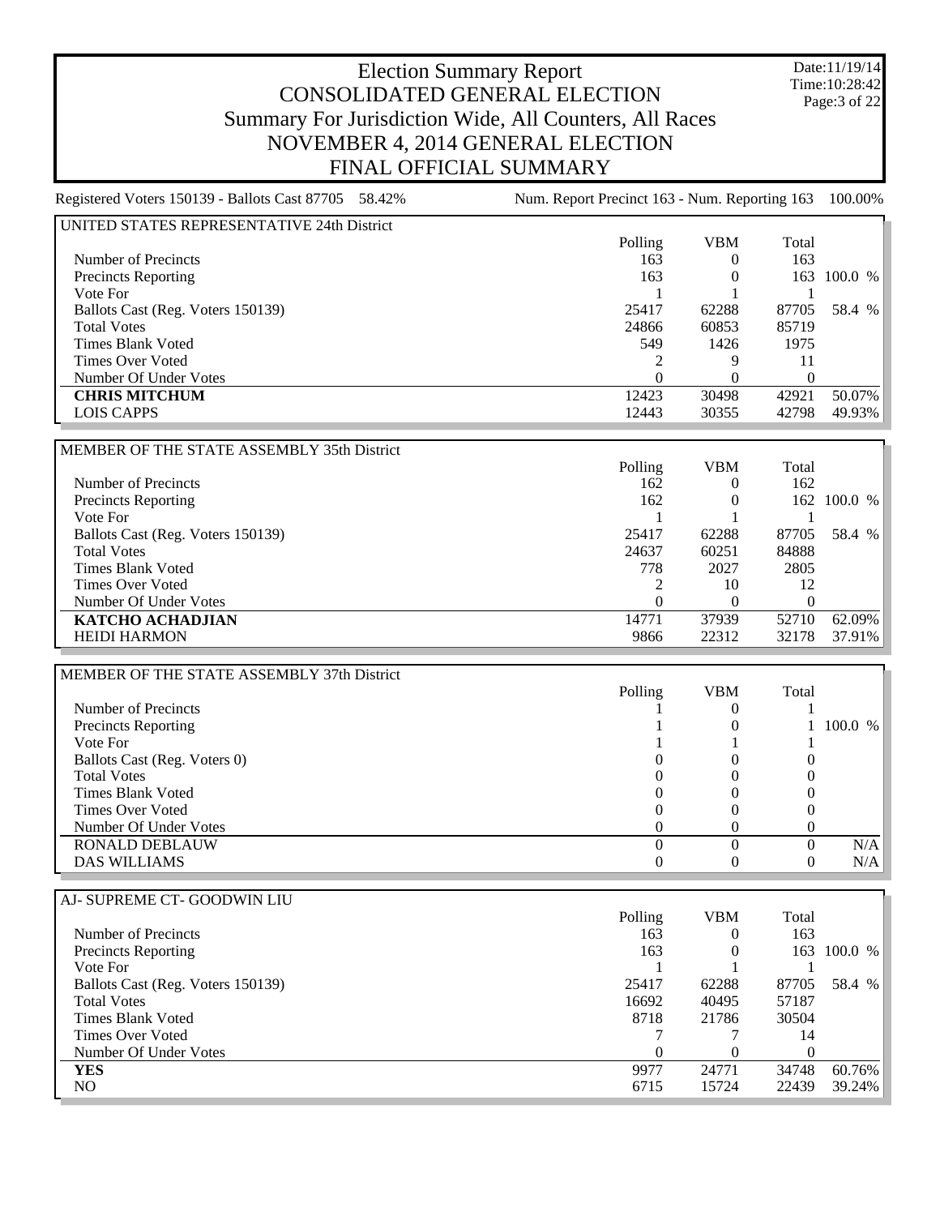# Election Summary Report
# CONSOLIDATED GENERAL ELECTION
## Summary For Jurisdiction Wide, All Counters, All Races
## NOVEMBER 4, 2014 GENERAL ELECTION
## FINAL OFFICIAL SUMMARY

Date:11/19/14
Time:10:28:42

Registered Voters 150139 - Ballots Cast 87705 58.42%    Num. Report Precinct 163 - Num. Reporting 163 100.00%

### UNITED STATES REPRESENTATIVE 24th District

| | Polling | VBM | Total | |
|---|---|---|---|---|
| Number of Precincts | 163 | 0 | 163 | |
| Precincts Reporting | 163 | 0 | 163 | 100.0 % |
| Vote For | 1 | 1 | 1 | |
| Ballots Cast (Reg. Voters 150139) | 25417 | 62288 | 87705 | 58.4 % |
| Total Votes | 24866 | 60853 | 85719 | |
| Times Blank Voted | 549 | 1426 | 1975 | |
| Times Over Voted | 2 | 9 | 11 | |
| Number Of Under Votes | 0 | 0 | 0 | |
| **CHRIS MITCHUM** | 12423 | 30498 | 42921 | 50.07% |
| LOIS CAPPS | 12443 | 30355 | 42798 | 49.93% |

### MEMBER OF THE STATE ASSEMBLY 35th District

| | Polling | VBM | Total | |
|---|---|---|---|---|
| Number of Precincts | 162 | 0 | 162 | |
| Precincts Reporting | 162 | 0 | 162 | 100.0 % |
| Vote For | 1 | 1 | 1 | |
| Ballots Cast (Reg. Voters 150139) | 25417 | 62288 | 87705 | 58.4 % |
| Total Votes | 24637 | 60251 | 84888 | |
| Times Blank Voted | 778 | 2027 | 2805 | |
| Times Over Voted | 2 | 10 | 12 | |
| Number Of Under Votes | 0 | 0 | 0 | |
| **KATCHO ACHADJIAN** | 14771 | 37939 | 52710 | 62.09% |
| HEIDI HARMON | 9866 | 22312 | 32178 | 37.91% |

### MEMBER OF THE STATE ASSEMBLY 37th District

| | Polling | VBM | Total | |
|---|---|---|---|---|
| Number of Precincts | 1 | 0 | 1 | |
| Precincts Reporting | 1 | 0 | 1 | 100.0 % |
| Vote For | 1 | 1 | 1 | |
| Ballots Cast (Reg. Voters 0) | 0 | 0 | 0 | |
| Total Votes | 0 | 0 | 0 | |
| Times Blank Voted | 0 | 0 | 0 | |
| Times Over Voted | 0 | 0 | 0 | |
| Number Of Under Votes | 0 | 0 | 0 | |
| RONALD DEBLAUW | 0 | 0 | 0 | N/A |
| DAS WILLIAMS | 0 | 0 | 0 | N/A |

### AJ- SUPREME CT- GOODWIN LIU

| | Polling | VBM | Total | |
|---|---|---|---|---|
| Number of Precincts | 163 | 0 | 163 | |
| Precincts Reporting | 163 | 0 | 163 | 100.0 % |
| Vote For | 1 | 1 | 1 | |
| Ballots Cast (Reg. Voters 150139) | 25417 | 62288 | 87705 | 58.4 % |
| Total Votes | 16692 | 40495 | 57187 | |
| Times Blank Voted | 8718 | 21786 | 30504 | |
| Times Over Voted | 7 | 7 | 14 | |
| Number Of Under Votes | 0 | 0 | 0 | |
| **YES** | 9977 | 24771 | 34748 | 60.76% |
| NO | 6715 | 15724 | 22439 | 39.24% |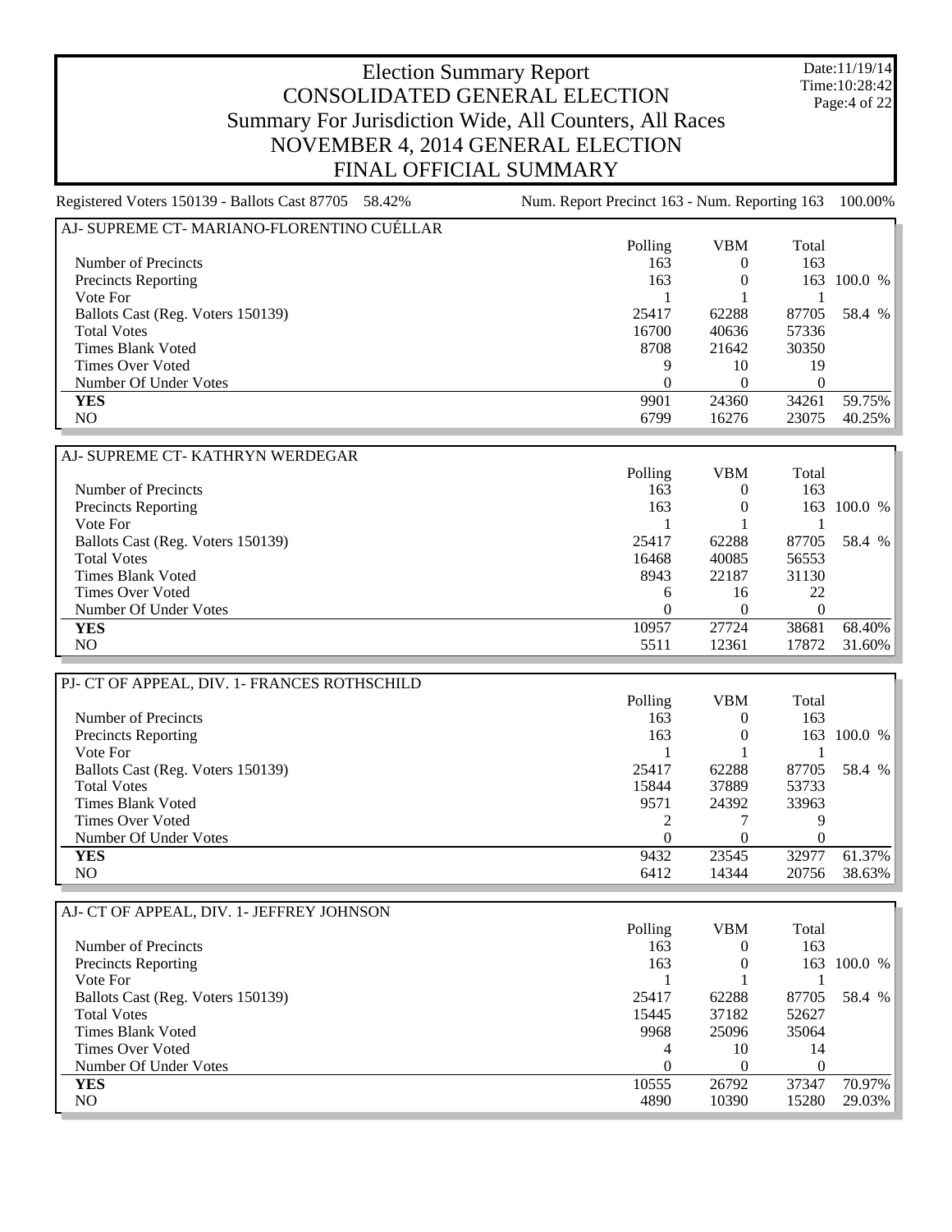# Election Summary Report
## CONSOLIDATED GENERAL ELECTION
## Summary For Jurisdiction Wide, All Counters, All Races
## NOVEMBER 4, 2014 GENERAL ELECTION
## FINAL OFFICIAL SUMMARY

Date:11/19/14
Time:10:28:42

Registered Voters 150139 - Ballots Cast 87705 58.42% | Num. Report Precinct 163 - Num. Reporting 163 100.00%

### AJ- SUPREME CT- MARIANO-FLORENTINO CUÉLLAR

| | Polling | VBM | Total | |
|---|---|---|---|---|
| Number of Precincts | 163 | 0 | 163 | |
| Precincts Reporting | 163 | 0 | 163 | 100.0 % |
| Vote For | 1 | 1 | 1 | |
| Ballots Cast (Reg. Voters 150139) | 25417 | 62288 | 87705 | 58.4 % |
| Total Votes | 16700 | 40636 | 57336 | |
| Times Blank Voted | 8708 | 21642 | 30350 | |
| Times Over Voted | 9 | 10 | 19 | |
| Number Of Under Votes | 0 | 0 | 0 | |
| **YES** | 9901 | 24360 | 34261 | 59.75% |
| NO | 6799 | 16276 | 23075 | 40.25% |

### AJ- SUPREME CT- KATHRYN WERDEGAR

| | Polling | VBM | Total | |
|---|---|---|---|---|
| Number of Precincts | 163 | 0 | 163 | |
| Precincts Reporting | 163 | 0 | 163 | 100.0 % |
| Vote For | 1 | 1 | 1 | |
| Ballots Cast (Reg. Voters 150139) | 25417 | 62288 | 87705 | 58.4 % |
| Total Votes | 16468 | 40085 | 56553 | |
| Times Blank Voted | 8943 | 22187 | 31130 | |
| Times Over Voted | 6 | 16 | 22 | |
| Number Of Under Votes | 0 | 0 | 0 | |
| **YES** | 10957 | 27724 | 38681 | 68.40% |
| NO | 5511 | 12361 | 17872 | 31.60% |

### PJ- CT OF APPEAL, DIV. 1- FRANCES ROTHSCHILD

| | Polling | VBM | Total | |
|---|---|---|---|---|
| Number of Precincts | 163 | 0 | 163 | |
| Precincts Reporting | 163 | 0 | 163 | 100.0 % |
| Vote For | 1 | 1 | 1 | |
| Ballots Cast (Reg. Voters 150139) | 25417 | 62288 | 87705 | 58.4 % |
| Total Votes | 15844 | 37889 | 53733 | |
| Times Blank Voted | 9571 | 24392 | 33963 | |
| Times Over Voted | 2 | 7 | 9 | |
| Number Of Under Votes | 0 | 0 | 0 | |
| **YES** | 9432 | 23545 | 32977 | 61.37% |
| NO | 6412 | 14344 | 20756 | 38.63% |

### AJ- CT OF APPEAL, DIV. 1- JEFFREY JOHNSON

| | Polling | VBM | Total | |
|---|---|---|---|---|
| Number of Precincts | 163 | 0 | 163 | |
| Precincts Reporting | 163 | 0 | 163 | 100.0 % |
| Vote For | 1 | 1 | 1 | |
| Ballots Cast (Reg. Voters 150139) | 25417 | 62288 | 87705 | 58.4 % |
| Total Votes | 15445 | 37182 | 52627 | |
| Times Blank Voted | 9968 | 25096 | 35064 | |
| Times Over Voted | 4 | 10 | 14 | |
| Number Of Under Votes | 0 | 0 | 0 | |
| **YES** | 10555 | 26792 | 37347 | 70.97% |
| NO | 4890 | 10390 | 15280 | 29.03% |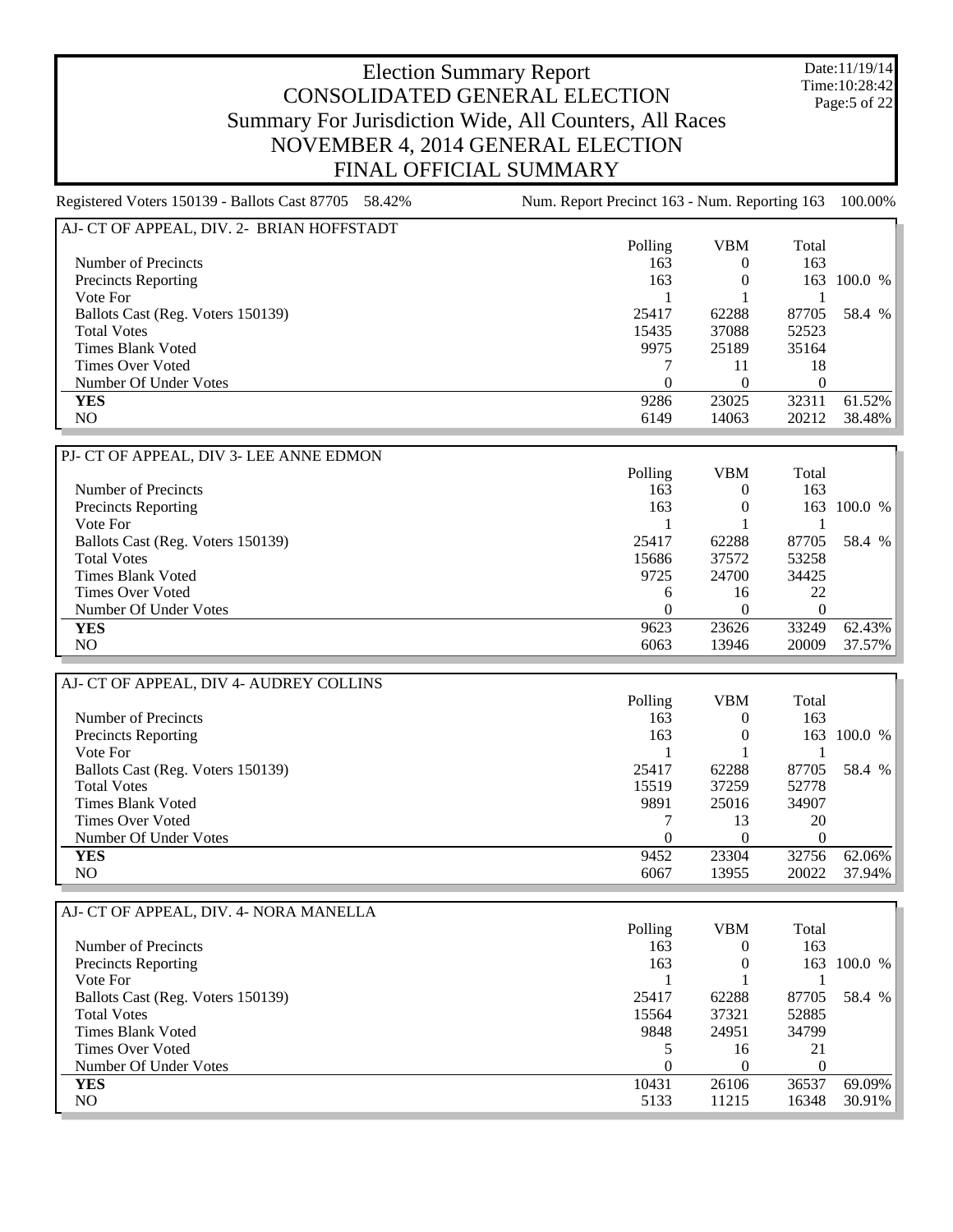# Election Summary Report

## CONSOLIDATED GENERAL ELECTION

## Summary For Jurisdiction Wide, All Counters, All Races

## NOVEMBER 4, 2014 GENERAL ELECTION

## FINAL OFFICIAL SUMMARY

Date:11/19/14
Time:10:28:42

Registered Voters 150139 - Ballots Cast 87705 58.42%    Num. Report Precinct 163 - Num. Reporting 163 100.00%

### AJ- CT OF APPEAL, DIV. 2- BRIAN HOFFSTADT

| | Polling | VBM | Total | |
|---|---|---|---|---|
| Number of Precincts | 163 | 0 | 163 | |
| Precincts Reporting | 163 | 0 | 163 | 100.0 % |
| Vote For | 1 | 1 | 1 | |
| Ballots Cast (Reg. Voters 150139) | 25417 | 62288 | 87705 | 58.4 % |
| Total Votes | 15435 | 37088 | 52523 | |
| Times Blank Voted | 9975 | 25189 | 35164 | |
| Times Over Voted | 7 | 11 | 18 | |
| Number Of Under Votes | 0 | 0 | 0 | |
| **YES** | 9286 | 23025 | 32311 | 61.52% |
| NO | 6149 | 14063 | 20212 | 38.48% |

### PJ- CT OF APPEAL, DIV 3- LEE ANNE EDMON

| | Polling | VBM | Total | |
|---|---|---|---|---|
| Number of Precincts | 163 | 0 | 163 | |
| Precincts Reporting | 163 | 0 | 163 | 100.0 % |
| Vote For | 1 | 1 | 1 | |
| Ballots Cast (Reg. Voters 150139) | 25417 | 62288 | 87705 | 58.4 % |
| Total Votes | 15686 | 37572 | 53258 | |
| Times Blank Voted | 9725 | 24700 | 34425 | |
| Times Over Voted | 6 | 16 | 22 | |
| Number Of Under Votes | 0 | 0 | 0 | |
| **YES** | 9623 | 23626 | 33249 | 62.43% |
| NO | 6063 | 13946 | 20009 | 37.57% |

### AJ- CT OF APPEAL, DIV 4- AUDREY COLLINS

| | Polling | VBM | Total | |
|---|---|---|---|---|
| Number of Precincts | 163 | 0 | 163 | |
| Precincts Reporting | 163 | 0 | 163 | 100.0 % |
| Vote For | 1 | 1 | 1 | |
| Ballots Cast (Reg. Voters 150139) | 25417 | 62288 | 87705 | 58.4 % |
| Total Votes | 15519 | 37259 | 52778 | |
| Times Blank Voted | 9891 | 25016 | 34907 | |
| Times Over Voted | 7 | 13 | 20 | |
| Number Of Under Votes | 0 | 0 | 0 | |
| **YES** | 9452 | 23304 | 32756 | 62.06% |
| NO | 6067 | 13955 | 20022 | 37.94% |

### AJ- CT OF APPEAL, DIV. 4- NORA MANELLA

| | Polling | VBM | Total | |
|---|---|---|---|---|
| Number of Precincts | 163 | 0 | 163 | |
| Precincts Reporting | 163 | 0 | 163 | 100.0 % |
| Vote For | 1 | 1 | 1 | |
| Ballots Cast (Reg. Voters 150139) | 25417 | 62288 | 87705 | 58.4 % |
| Total Votes | 15564 | 37321 | 52885 | |
| Times Blank Voted | 9848 | 24951 | 34799 | |
| Times Over Voted | 5 | 16 | 21 | |
| Number Of Under Votes | 0 | 0 | 0 | |
| **YES** | 10431 | 26106 | 36537 | 69.09% |
| NO | 5133 | 11215 | 16348 | 30.91% |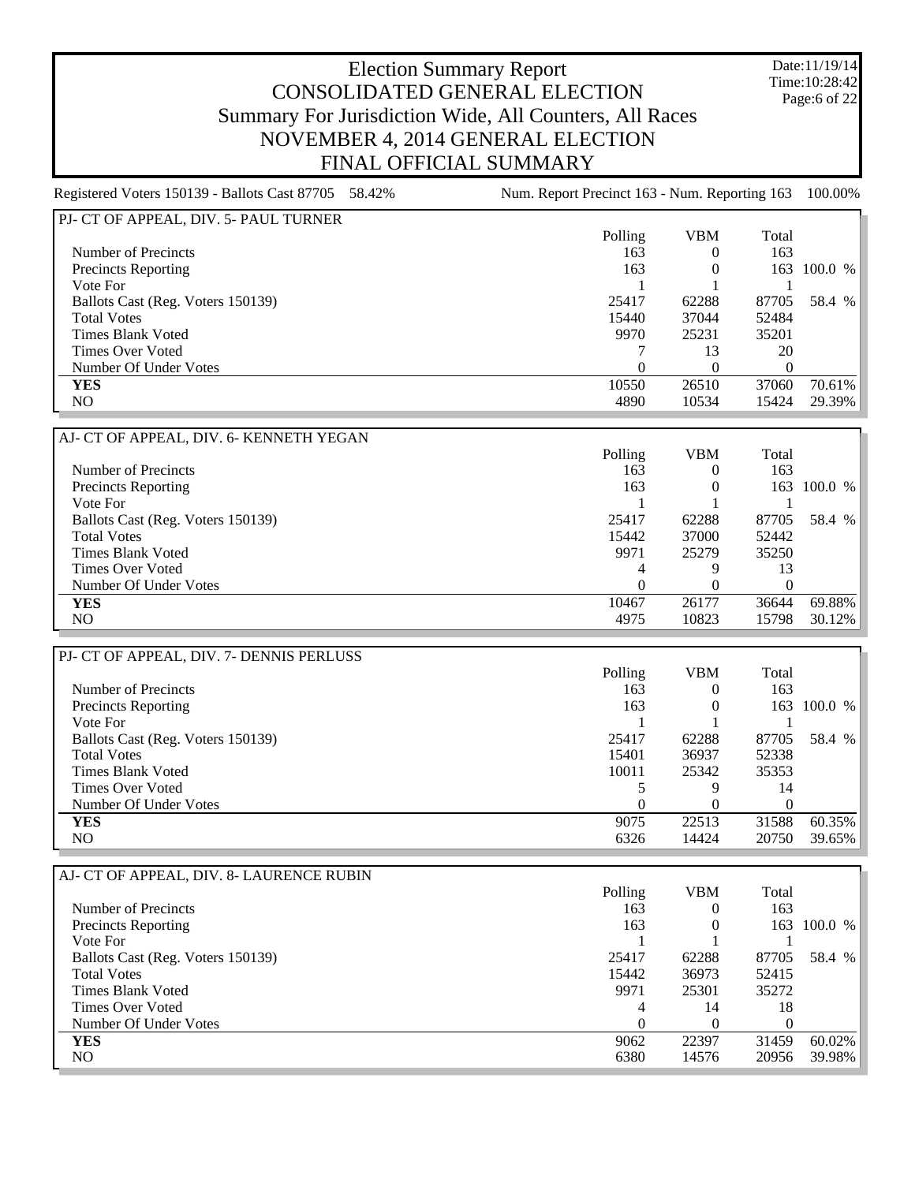# Election Summary Report
## CONSOLIDATED GENERAL ELECTION
## Summary For Jurisdiction Wide, All Counters, All Races
## NOVEMBER 4, 2014 GENERAL ELECTION
## FINAL OFFICIAL SUMMARY

Date:11/19/14
Time:10:28:42

Registered Voters 150139 - Ballots Cast 87705 58.42% | Num. Report Precinct 163 - Num. Reporting 163 100.00%

### PJ- CT OF APPEAL, DIV. 5- PAUL TURNER

| | Polling | VBM | Total | |
|---|---|---|---|---|
| Number of Precincts | 163 | 0 | 163 | |
| Precincts Reporting | 163 | 0 | 163 | 100.0 % |
| Vote For | 1 | 1 | 1 | |
| Ballots Cast (Reg. Voters 150139) | 25417 | 62288 | 87705 | 58.4 % |
| Total Votes | 15440 | 37044 | 52484 | |
| Times Blank Voted | 9970 | 25231 | 35201 | |
| Times Over Voted | 7 | 13 | 20 | |
| Number Of Under Votes | 0 | 0 | 0 | |
| **YES** | 10550 | 26510 | 37060 | 70.61% |
| NO | 4890 | 10534 | 15424 | 29.39% |

### AJ- CT OF APPEAL, DIV. 6- KENNETH YEGAN

| | Polling | VBM | Total | |
|---|---|---|---|---|
| Number of Precincts | 163 | 0 | 163 | |
| Precincts Reporting | 163 | 0 | 163 | 100.0 % |
| Vote For | 1 | 1 | 1 | |
| Ballots Cast (Reg. Voters 150139) | 25417 | 62288 | 87705 | 58.4 % |
| Total Votes | 15442 | 37000 | 52442 | |
| Times Blank Voted | 9971 | 25279 | 35250 | |
| Times Over Voted | 4 | 9 | 13 | |
| Number Of Under Votes | 0 | 0 | 0 | |
| **YES** | 10467 | 26177 | 36644 | 69.88% |
| NO | 4975 | 10823 | 15798 | 30.12% |

### PJ- CT OF APPEAL, DIV. 7- DENNIS PERLUSS

| | Polling | VBM | Total | |
|---|---|---|---|---|
| Number of Precincts | 163 | 0 | 163 | |
| Precincts Reporting | 163 | 0 | 163 | 100.0 % |
| Vote For | 1 | 1 | 1 | |
| Ballots Cast (Reg. Voters 150139) | 25417 | 62288 | 87705 | 58.4 % |
| Total Votes | 15401 | 36937 | 52338 | |
| Times Blank Voted | 10011 | 25342 | 35353 | |
| Times Over Voted | 5 | 9 | 14 | |
| Number Of Under Votes | 0 | 0 | 0 | |
| **YES** | 9075 | 22513 | 31588 | 60.35% |
| NO | 6326 | 14424 | 20750 | 39.65% |

### AJ- CT OF APPEAL, DIV. 8- LAURENCE RUBIN

| | Polling | VBM | Total | |
|---|---|---|---|---|
| Number of Precincts | 163 | 0 | 163 | |
| Precincts Reporting | 163 | 0 | 163 | 100.0 % |
| Vote For | 1 | 1 | 1 | |
| Ballots Cast (Reg. Voters 150139) | 25417 | 62288 | 87705 | 58.4 % |
| Total Votes | 15442 | 36973 | 52415 | |
| Times Blank Voted | 9971 | 25301 | 35272 | |
| Times Over Voted | 4 | 14 | 18 | |
| Number Of Under Votes | 0 | 0 | 0 | |
| **YES** | 9062 | 22397 | 31459 | 60.02% |
| NO | 6380 | 14576 | 20956 | 39.98% |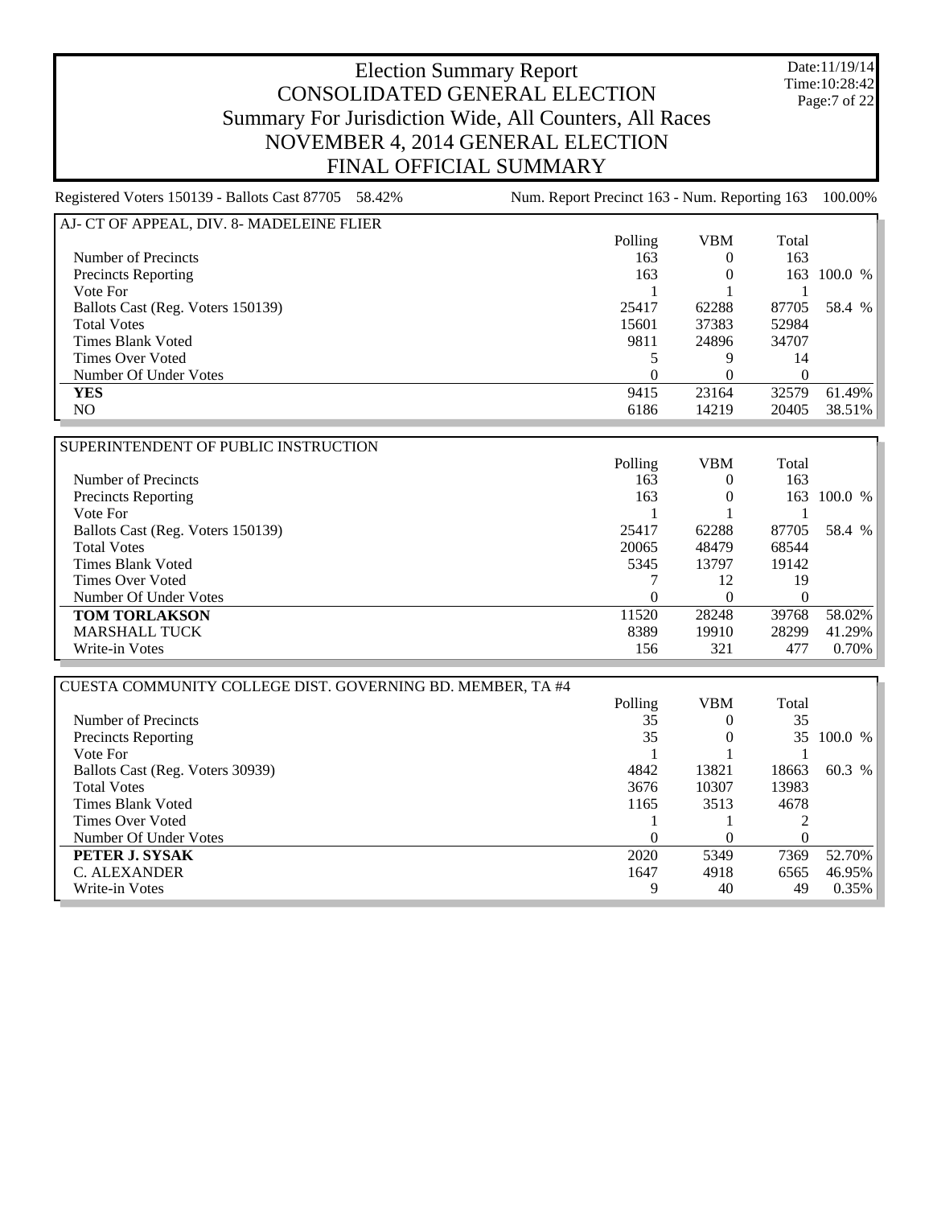# Election Summary Report
## CONSOLIDATED GENERAL ELECTION
## Summary For Jurisdiction Wide, All Counters, All Races
## NOVEMBER 4, 2014 GENERAL ELECTION
## FINAL OFFICIAL SUMMARY

Date:11/19/14
Time:10:28:42

Registered Voters 150139 - Ballots Cast 87705 58.42% Num. Report Precinct 163 - Num. Reporting 163 100.00%

### AJ- CT OF APPEAL, DIV. 8- MADELEINE FLIER

| | Polling | VBM | Total | |
|---|---|---|---|---|
| Number of Precincts | 163 | 0 | 163 | |
| Precincts Reporting | 163 | 0 | 163 | 100.0 % |
| Vote For | 1 | 1 | 1 | |
| Ballots Cast (Reg. Voters 150139) | 25417 | 62288 | 87705 | 58.4 % |
| Total Votes | 15601 | 37383 | 52984 | |
| Times Blank Voted | 9811 | 24896 | 34707 | |
| Times Over Voted | 5 | 9 | 14 | |
| Number Of Under Votes | 0 | 0 | 0 | |
| **YES** | 9415 | 23164 | 32579 | 61.49% |
| NO | 6186 | 14219 | 20405 | 38.51% |

### SUPERINTENDENT OF PUBLIC INSTRUCTION

| | Polling | VBM | Total | |
|---|---|---|---|---|
| Number of Precincts | 163 | 0 | 163 | |
| Precincts Reporting | 163 | 0 | 163 | 100.0 % |
| Vote For | 1 | 1 | 1 | |
| Ballots Cast (Reg. Voters 150139) | 25417 | 62288 | 87705 | 58.4 % |
| Total Votes | 20065 | 48479 | 68544 | |
| Times Blank Voted | 5345 | 13797 | 19142 | |
| Times Over Voted | 7 | 12 | 19 | |
| Number Of Under Votes | 0 | 0 | 0 | |
| **TOM TORLAKSON** | 11520 | 28248 | 39768 | 58.02% |
| MARSHALL TUCK | 8389 | 19910 | 28299 | 41.29% |
| Write-in Votes | 156 | 321 | 477 | 0.70% |

### CUESTA COMMUNITY COLLEGE DIST. GOVERNING BD. MEMBER, TA #4

| | Polling | VBM | Total | |
|---|---|---|---|---|
| Number of Precincts | 35 | 0 | 35 | |
| Precincts Reporting | 35 | 0 | 35 | 100.0 % |
| Vote For | 1 | 1 | 1 | |
| Ballots Cast (Reg. Voters 30939) | 4842 | 13821 | 18663 | 60.3 % |
| Total Votes | 3676 | 10307 | 13983 | |
| Times Blank Voted | 1165 | 3513 | 4678 | |
| Times Over Voted | 1 | 1 | 2 | |
| Number Of Under Votes | 0 | 0 | 0 | |
| **PETER J. SYSAK** | 2020 | 5349 | 7369 | 52.70% |
| C. ALEXANDER | 1647 | 4918 | 6565 | 46.95% |
| Write-in Votes | 9 | 40 | 49 | 0.35% |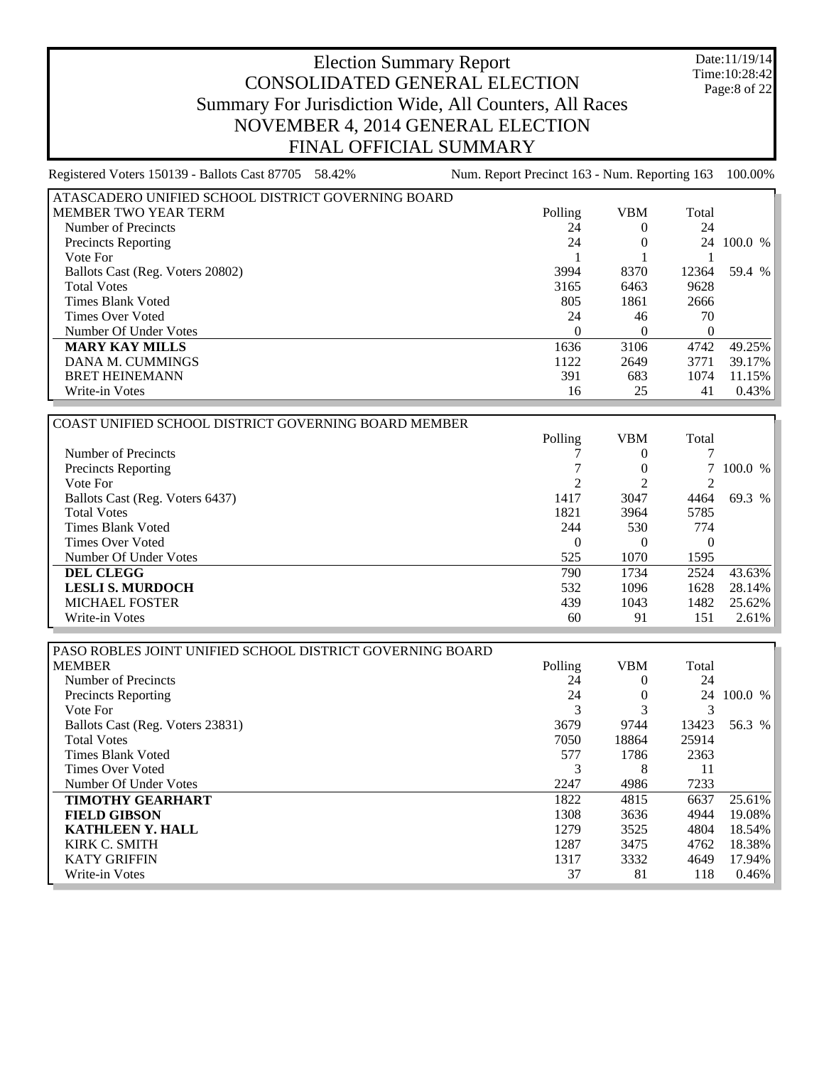# Election Summary Report
# CONSOLIDATED GENERAL ELECTION
## Summary For Jurisdiction Wide, All Counters, All Races
## NOVEMBER 4, 2014 GENERAL ELECTION
## FINAL OFFICIAL SUMMARY

Date:11/19/14
Time:10:28:42

Registered Voters 150139 - Ballots Cast 87705 58.42% Num. Report Precinct 163 - Num. Reporting 163 100.00%

| ATASCADERO UNIFIED SCHOOL DISTRICT GOVERNING BOARD MEMBER TWO YEAR TERM | Polling | VBM | Total | |
|---|---|---|---|---|
| Number of Precincts | 24 | 0 | 24 | |
| Precincts Reporting | 24 | 0 | 24 | 100.0 % |
| Vote For | 1 | 1 | 1 | |
| Ballots Cast (Reg. Voters 20802) | 3994 | 8370 | 12364 | 59.4 % |
| Total Votes | 3165 | 6463 | 9628 | |
| Times Blank Voted | 805 | 1861 | 2666 | |
| Times Over Voted | 24 | 46 | 70 | |
| Number Of Under Votes | 0 | 0 | 0 | |
| **MARY KAY MILLS** | 1636 | 3106 | 4742 | 49.25% |
| DANA M. CUMMINGS | 1122 | 2649 | 3771 | 39.17% |
| BRET HEINEMANN | 391 | 683 | 1074 | 11.15% |
| Write-in Votes | 16 | 25 | 41 | 0.43% |

| COAST UNIFIED SCHOOL DISTRICT GOVERNING BOARD MEMBER | Polling | VBM | Total | |
|---|---|---|---|---|
| Number of Precincts | 7 | 0 | 7 | |
| Precincts Reporting | 7 | 0 | 7 | 100.0 % |
| Vote For | 2 | 2 | 2 | |
| Ballots Cast (Reg. Voters 6437) | 1417 | 3047 | 4464 | 69.3 % |
| Total Votes | 1821 | 3964 | 5785 | |
| Times Blank Voted | 244 | 530 | 774 | |
| Times Over Voted | 0 | 0 | 0 | |
| Number Of Under Votes | 525 | 1070 | 1595 | |
| **DEL CLEGG** | 790 | 1734 | 2524 | 43.63% |
| **LESLI S. MURDOCH** | 532 | 1096 | 1628 | 28.14% |
| MICHAEL FOSTER | 439 | 1043 | 1482 | 25.62% |
| Write-in Votes | 60 | 91 | 151 | 2.61% |

| PASO ROBLES JOINT UNIFIED SCHOOL DISTRICT GOVERNING BOARD MEMBER | Polling | VBM | Total | |
|---|---|---|---|---|
| Number of Precincts | 24 | 0 | 24 | |
| Precincts Reporting | 24 | 0 | 24 | 100.0 % |
| Vote For | 3 | 3 | 3 | |
| Ballots Cast (Reg. Voters 23831) | 3679 | 9744 | 13423 | 56.3 % |
| Total Votes | 7050 | 18864 | 25914 | |
| Times Blank Voted | 577 | 1786 | 2363 | |
| Times Over Voted | 3 | 8 | 11 | |
| Number Of Under Votes | 2247 | 4986 | 7233 | |
| **TIMOTHY GEARHART** | 1822 | 4815 | 6637 | 25.61% |
| **FIELD GIBSON** | 1308 | 3636 | 4944 | 19.08% |
| **KATHLEEN Y. HALL** | 1279 | 3525 | 4804 | 18.54% |
| KIRK C. SMITH | 1287 | 3475 | 4762 | 18.38% |
| KATY GRIFFIN | 1317 | 3332 | 4649 | 17.94% |
| Write-in Votes | 37 | 81 | 118 | 0.46% |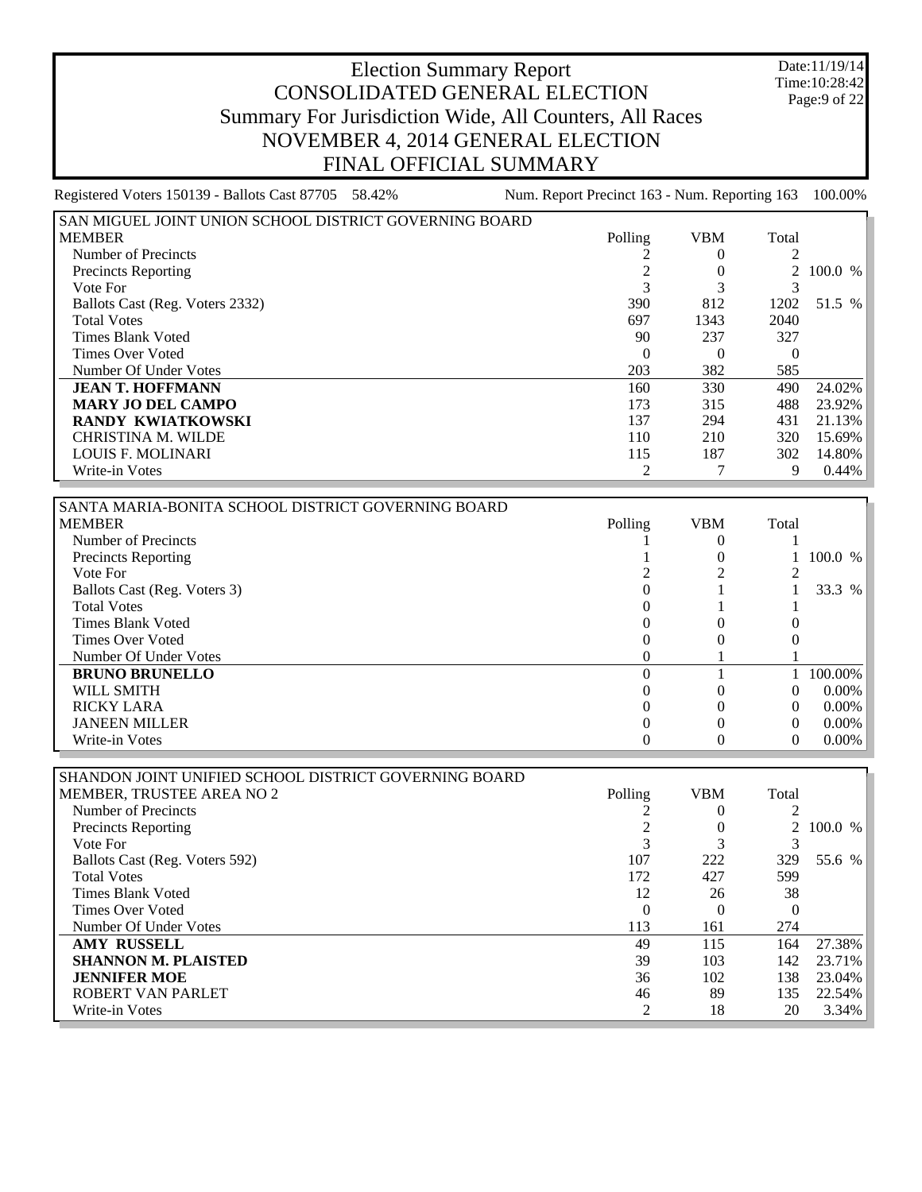# Election Summary Report
## CONSOLIDATED GENERAL ELECTION
## Summary For Jurisdiction Wide, All Counters, All Races
## NOVEMBER 4, 2014 GENERAL ELECTION
## FINAL OFFICIAL SUMMARY

Date:11/19/14
Time:10:28:42

Registered Voters 150139 - Ballots Cast 87705 58.42% | Num. Report Precinct 163 - Num. Reporting 163 100.00%

### SAN MIGUEL JOINT UNION SCHOOL DISTRICT GOVERNING BOARD MEMBER

| | Polling | VBM | Total | |
|---|---|---|---|---|
| Number of Precincts | 2 | 0 | 2 | |
| Precincts Reporting | 2 | 0 | 2 | 100.0 % |
| Vote For | 3 | 3 | 3 | |
| Ballots Cast (Reg. Voters 2332) | 390 | 812 | 1202 | 51.5 % |
| Total Votes | 697 | 1343 | 2040 | |
| Times Blank Voted | 90 | 237 | 327 | |
| Times Over Voted | 0 | 0 | 0 | |
| Number Of Under Votes | 203 | 382 | 585 | |
| **JEAN T. HOFFMANN** | 160 | 330 | 490 | 24.02% |
| **MARY JO DEL CAMPO** | 173 | 315 | 488 | 23.92% |
| **RANDY KWIATKOWSKI** | 137 | 294 | 431 | 21.13% |
| CHRISTINA M. WILDE | 110 | 210 | 320 | 15.69% |
| LOUIS F. MOLINARI | 115 | 187 | 302 | 14.80% |
| Write-in Votes | 2 | 7 | 9 | 0.44% |

### SANTA MARIA-BONITA SCHOOL DISTRICT GOVERNING BOARD MEMBER

| | Polling | VBM | Total | |
|---|---|---|---|---|
| Number of Precincts | 1 | 0 | 1 | |
| Precincts Reporting | 1 | 0 | 1 | 100.0 % |
| Vote For | 2 | 2 | 2 | |
| Ballots Cast (Reg. Voters 3) | 0 | 1 | 1 | 33.3 % |
| Total Votes | 0 | 1 | 1 | |
| Times Blank Voted | 0 | 0 | 0 | |
| Times Over Voted | 0 | 0 | 0 | |
| Number Of Under Votes | 0 | 1 | 1 | |
| **BRUNO BRUNELLO** | 0 | 1 | 1 | 100.00% |
| WILL SMITH | 0 | 0 | 0 | 0.00% |
| RICKY LARA | 0 | 0 | 0 | 0.00% |
| JANEEN MILLER | 0 | 0 | 0 | 0.00% |
| Write-in Votes | 0 | 0 | 0 | 0.00% |

### SHANDON JOINT UNIFIED SCHOOL DISTRICT GOVERNING BOARD MEMBER, TRUSTEE AREA NO 2

| | Polling | VBM | Total | |
|---|---|---|---|---|
| Number of Precincts | 2 | 0 | 2 | |
| Precincts Reporting | 2 | 0 | 2 | 100.0 % |
| Vote For | 3 | 3 | 3 | |
| Ballots Cast (Reg. Voters 592) | 107 | 222 | 329 | 55.6 % |
| Total Votes | 172 | 427 | 599 | |
| Times Blank Voted | 12 | 26 | 38 | |
| Times Over Voted | 0 | 0 | 0 | |
| Number Of Under Votes | 113 | 161 | 274 | |
| **AMY RUSSELL** | 49 | 115 | 164 | 27.38% |
| **SHANNON M. PLAISTED** | 39 | 103 | 142 | 23.71% |
| **JENNIFER MOE** | 36 | 102 | 138 | 23.04% |
| ROBERT VAN PARLET | 46 | 89 | 135 | 22.54% |
| Write-in Votes | 2 | 18 | 20 | 3.34% |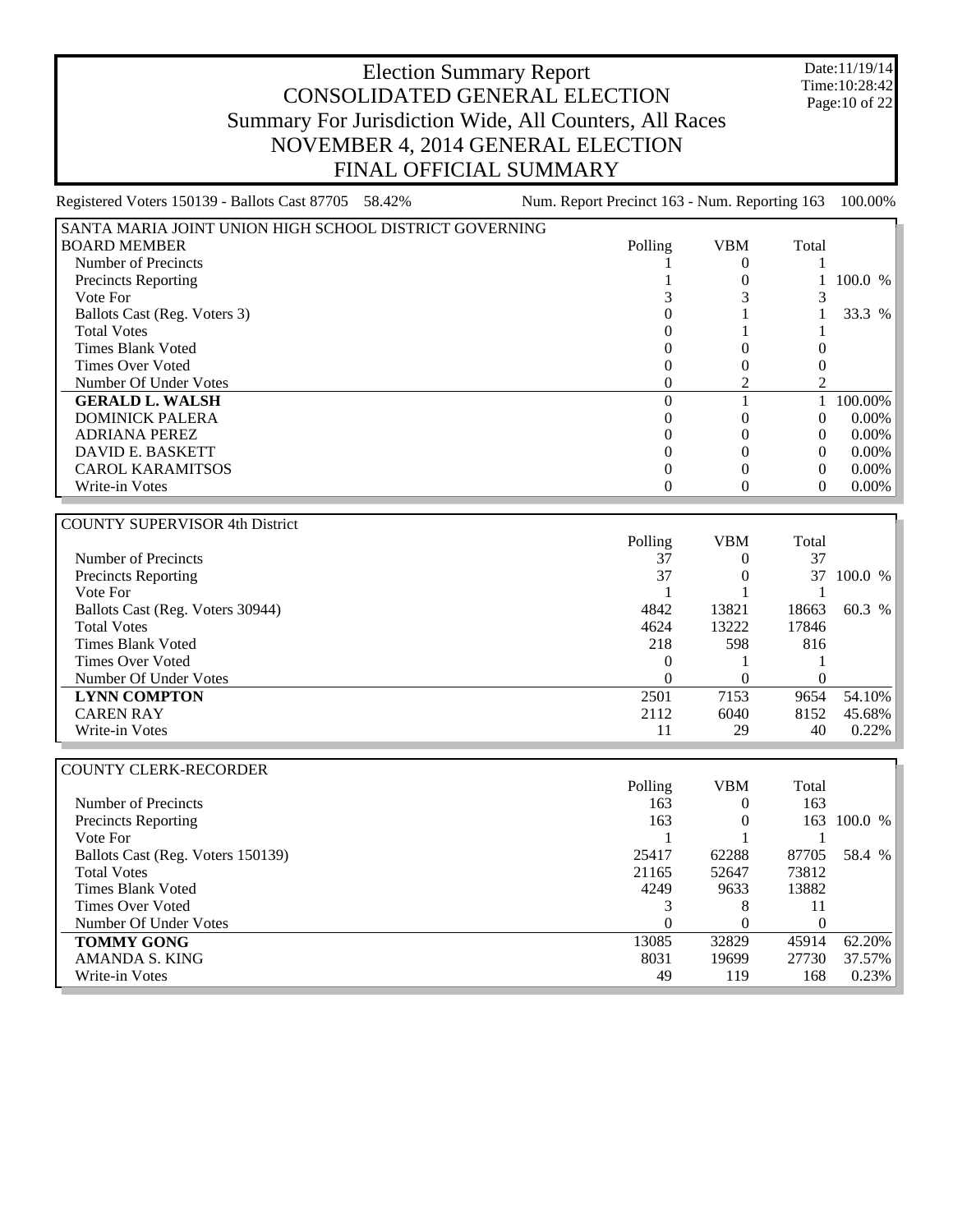# Election Summary Report
# CONSOLIDATED GENERAL ELECTION
## Summary For Jurisdiction Wide, All Counters, All Races
## NOVEMBER 4, 2014 GENERAL ELECTION
## FINAL OFFICIAL SUMMARY

Date:11/19/14
Time:10:28:42

Registered Voters 150139 - Ballots Cast 87705 58.42% Num. Report Precinct 163 - Num. Reporting 163 100.00%

| SANTA MARIA JOINT UNION HIGH SCHOOL DISTRICT GOVERNING BOARD MEMBER | Polling | VBM | Total | |
|---|---|---|---|---|
| Number of Precincts | 1 | 0 | 1 | |
| Precincts Reporting | 1 | 0 | 1 | 100.0 % |
| Vote For | 3 | 3 | 3 | |
| Ballots Cast (Reg. Voters 3) | 0 | 1 | 1 | 33.3 % |
| Total Votes | 0 | 1 | 1 | |
| Times Blank Voted | 0 | 0 | 0 | |
| Times Over Voted | 0 | 0 | 0 | |
| Number Of Under Votes | 0 | 2 | 2 | |
| **GERALD L. WALSH** | 0 | 1 | 1 | 100.00% |
| DOMINICK PALERA | 0 | 0 | 0 | 0.00% |
| ADRIANA PEREZ | 0 | 0 | 0 | 0.00% |
| DAVID E. BASKETT | 0 | 0 | 0 | 0.00% |
| CAROL KARAMITSOS | 0 | 0 | 0 | 0.00% |
| Write-in Votes | 0 | 0 | 0 | 0.00% |

| COUNTY SUPERVISOR 4th District | Polling | VBM | Total | |
|---|---|---|---|---|
| Number of Precincts | 37 | 0 | 37 | |
| Precincts Reporting | 37 | 0 | 37 | 100.0 % |
| Vote For | 1 | 1 | 1 | |
| Ballots Cast (Reg. Voters 30944) | 4842 | 13821 | 18663 | 60.3 % |
| Total Votes | 4624 | 13222 | 17846 | |
| Times Blank Voted | 218 | 598 | 816 | |
| Times Over Voted | 0 | 1 | 1 | |
| Number Of Under Votes | 0 | 0 | 0 | |
| **LYNN COMPTON** | 2501 | 7153 | 9654 | 54.10% |
| CAREN RAY | 2112 | 6040 | 8152 | 45.68% |
| Write-in Votes | 11 | 29 | 40 | 0.22% |

| COUNTY CLERK-RECORDER | Polling | VBM | Total | |
|---|---|---|---|---|
| Number of Precincts | 163 | 0 | 163 | |
| Precincts Reporting | 163 | 0 | 163 | 100.0 % |
| Vote For | 1 | 1 | 1 | |
| Ballots Cast (Reg. Voters 150139) | 25417 | 62288 | 87705 | 58.4 % |
| Total Votes | 21165 | 52647 | 73812 | |
| Times Blank Voted | 4249 | 9633 | 13882 | |
| Times Over Voted | 3 | 8 | 11 | |
| Number Of Under Votes | 0 | 0 | 0 | |
| **TOMMY GONG** | 13085 | 32829 | 45914 | 62.20% |
| AMANDA S. KING | 8031 | 19699 | 27730 | 37.57% |
| Write-in Votes | 49 | 119 | 168 | 0.23% |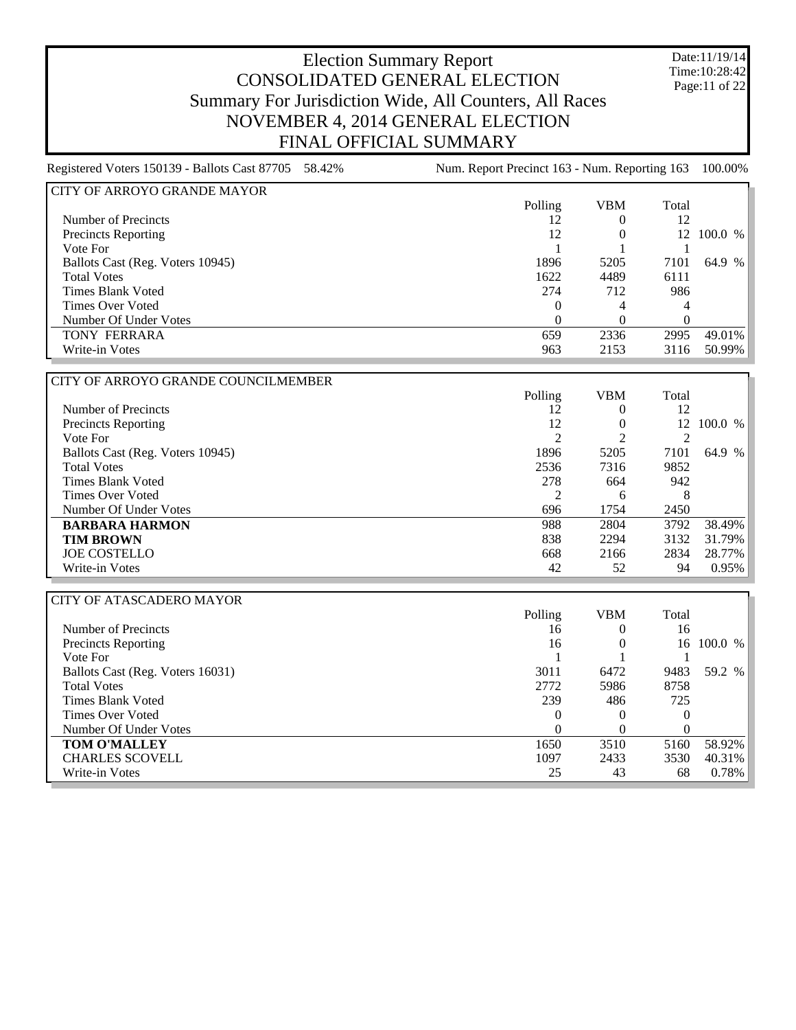# Election Summary Report
# CONSOLIDATED GENERAL ELECTION
## Summary For Jurisdiction Wide, All Counters, All Races
## NOVEMBER 4, 2014 GENERAL ELECTION
## FINAL OFFICIAL SUMMARY

Date:11/19/14
Time:10:28:42

Registered Voters 150139 - Ballots Cast 87705 58.42% Num. Report Precinct 163 - Num. Reporting 163 100.00%

### CITY OF ARROYO GRANDE MAYOR

| | Polling | VBM | Total | |
|---|---|---|---|---|
| Number of Precincts | 12 | 0 | 12 | |
| Precincts Reporting | 12 | 0 | 12 | 100.0 % |
| Vote For | 1 | 1 | 1 | |
| Ballots Cast (Reg. Voters 10945) | 1896 | 5205 | 7101 | 64.9 % |
| Total Votes | 1622 | 4489 | 6111 | |
| Times Blank Voted | 274 | 712 | 986 | |
| Times Over Voted | 0 | 4 | 4 | |
| Number Of Under Votes | 0 | 0 | 0 | |
| TONY FERRARA | 659 | 2336 | 2995 | 49.01% |
| Write-in Votes | 963 | 2153 | 3116 | 50.99% |

### CITY OF ARROYO GRANDE COUNCILMEMBER

| | Polling | VBM | Total | |
|---|---|---|---|---|
| Number of Precincts | 12 | 0 | 12 | |
| Precincts Reporting | 12 | 0 | 12 | 100.0 % |
| Vote For | 2 | 2 | 2 | |
| Ballots Cast (Reg. Voters 10945) | 1896 | 5205 | 7101 | 64.9 % |
| Total Votes | 2536 | 7316 | 9852 | |
| Times Blank Voted | 278 | 664 | 942 | |
| Times Over Voted | 2 | 6 | 8 | |
| Number Of Under Votes | 696 | 1754 | 2450 | |
| **BARBARA HARMON** | 988 | 2804 | 3792 | 38.49% |
| **TIM BROWN** | 838 | 2294 | 3132 | 31.79% |
| JOE COSTELLO | 668 | 2166 | 2834 | 28.77% |
| Write-in Votes | 42 | 52 | 94 | 0.95% |

### CITY OF ATASCADERO MAYOR

| | Polling | VBM | Total | |
|---|---|---|---|---|
| Number of Precincts | 16 | 0 | 16 | |
| Precincts Reporting | 16 | 0 | 16 | 100.0 % |
| Vote For | 1 | 1 | 1 | |
| Ballots Cast (Reg. Voters 16031) | 3011 | 6472 | 9483 | 59.2 % |
| Total Votes | 2772 | 5986 | 8758 | |
| Times Blank Voted | 239 | 486 | 725 | |
| Times Over Voted | 0 | 0 | 0 | |
| Number Of Under Votes | 0 | 0 | 0 | |
| **TOM O'MALLEY** | 1650 | 3510 | 5160 | 58.92% |
| CHARLES SCOVELL | 1097 | 2433 | 3530 | 40.31% |
| Write-in Votes | 25 | 43 | 68 | 0.78% |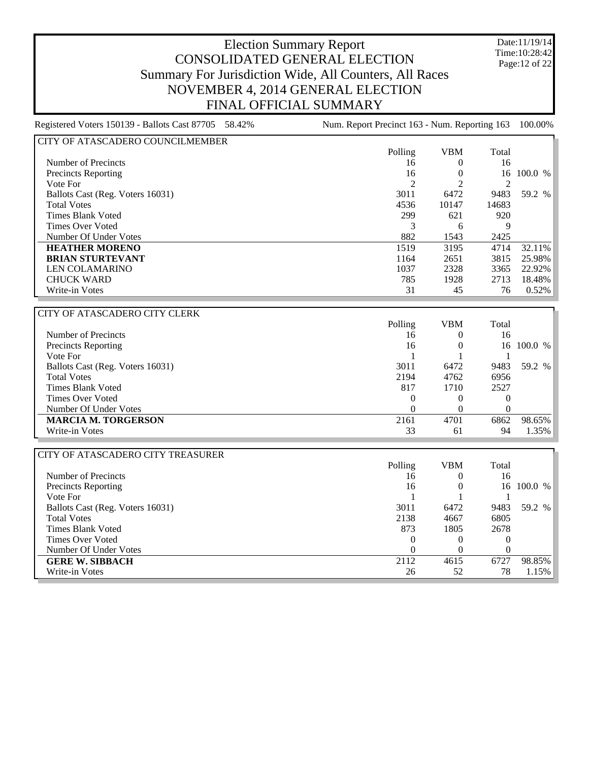# Election Summary Report
# CONSOLIDATED GENERAL ELECTION
## Summary For Jurisdiction Wide, All Counters, All Races
## NOVEMBER 4, 2014 GENERAL ELECTION
## FINAL OFFICIAL SUMMARY

Date:11/19/14
Time:10:28:42

Registered Voters 150139 - Ballots Cast 87705 58.42% | Num. Report Precinct 163 - Num. Reporting 163 100.00%

### CITY OF ATASCADERO COUNCILMEMBER

| | Polling | VBM | Total | |
|---|---|---|---|---|
| Number of Precincts | 16 | 0 | 16 | |
| Precincts Reporting | 16 | 0 | 16 | 100.0 % |
| Vote For | 2 | 2 | 2 | |
| Ballots Cast (Reg. Voters 16031) | 3011 | 6472 | 9483 | 59.2 % |
| Total Votes | 4536 | 10147 | 14683 | |
| Times Blank Voted | 299 | 621 | 920 | |
| Times Over Voted | 3 | 6 | 9 | |
| Number Of Under Votes | 882 | 1543 | 2425 | |
| **HEATHER MORENO** | 1519 | 3195 | 4714 | 32.11% |
| **BRIAN STURTEVANT** | 1164 | 2651 | 3815 | 25.98% |
| LEN COLAMARINO | 1037 | 2328 | 3365 | 22.92% |
| CHUCK WARD | 785 | 1928 | 2713 | 18.48% |
| Write-in Votes | 31 | 45 | 76 | 0.52% |

### CITY OF ATASCADERO CITY CLERK

| | Polling | VBM | Total | |
|---|---|---|---|---|
| Number of Precincts | 16 | 0 | 16 | |
| Precincts Reporting | 16 | 0 | 16 | 100.0 % |
| Vote For | 1 | 1 | 1 | |
| Ballots Cast (Reg. Voters 16031) | 3011 | 6472 | 9483 | 59.2 % |
| Total Votes | 2194 | 4762 | 6956 | |
| Times Blank Voted | 817 | 1710 | 2527 | |
| Times Over Voted | 0 | 0 | 0 | |
| Number Of Under Votes | 0 | 0 | 0 | |
| **MARCIA M. TORGERSON** | 2161 | 4701 | 6862 | 98.65% |
| Write-in Votes | 33 | 61 | 94 | 1.35% |

### CITY OF ATASCADERO CITY TREASURER

| | Polling | VBM | Total | |
|---|---|---|---|---|
| Number of Precincts | 16 | 0 | 16 | |
| Precincts Reporting | 16 | 0 | 16 | 100.0 % |
| Vote For | 1 | 1 | 1 | |
| Ballots Cast (Reg. Voters 16031) | 3011 | 6472 | 9483 | 59.2 % |
| Total Votes | 2138 | 4667 | 6805 | |
| Times Blank Voted | 873 | 1805 | 2678 | |
| Times Over Voted | 0 | 0 | 0 | |
| Number Of Under Votes | 0 | 0 | 0 | |
| **GERE W. SIBBACH** | 2112 | 4615 | 6727 | 98.85% |
| Write-in Votes | 26 | 52 | 78 | 1.15% |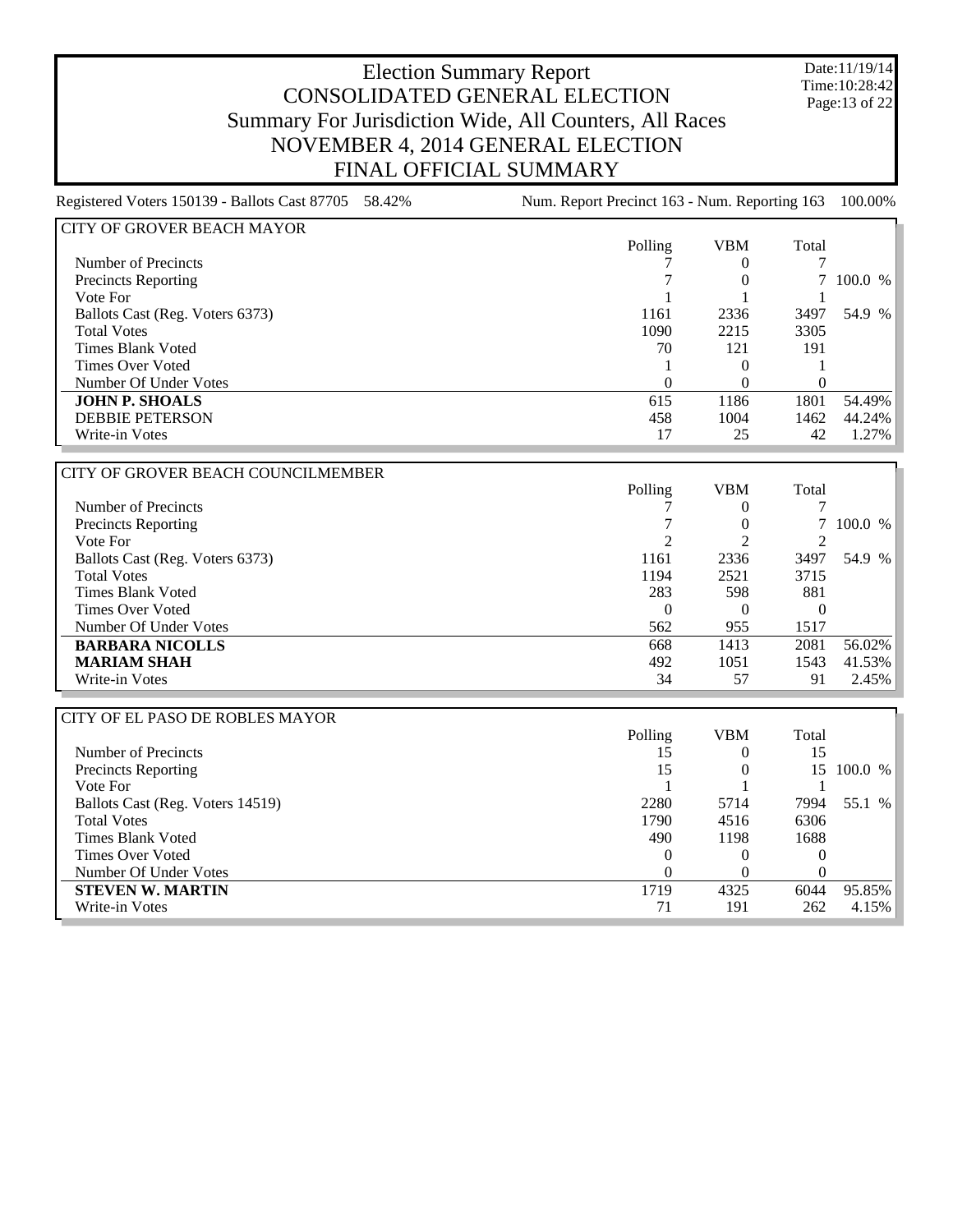# Election Summary Report
## CONSOLIDATED GENERAL ELECTION
## Summary For Jurisdiction Wide, All Counters, All Races
## NOVEMBER 4, 2014 GENERAL ELECTION
## FINAL OFFICIAL SUMMARY

Date:11/19/14
Time:10:28:42

Registered Voters 150139 - Ballots Cast 87705 58.42% | Num. Report Precinct 163 - Num. Reporting 163 100.00%

### CITY OF GROVER BEACH MAYOR

| | Polling | VBM | Total | |
|---|---|---|---|---|
| Number of Precincts | 7 | 0 | 7 | |
| Precincts Reporting | 7 | 0 | 7 | 100.0 % |
| Vote For | 1 | 1 | 1 | |
| Ballots Cast (Reg. Voters 6373) | 1161 | 2336 | 3497 | 54.9 % |
| Total Votes | 1090 | 2215 | 3305 | |
| Times Blank Voted | 70 | 121 | 191 | |
| Times Over Voted | 1 | 0 | 1 | |
| Number Of Under Votes | 0 | 0 | 0 | |
| **JOHN P. SHOALS** | 615 | 1186 | 1801 | 54.49% |
| DEBBIE PETERSON | 458 | 1004 | 1462 | 44.24% |
| Write-in Votes | 17 | 25 | 42 | 1.27% |

### CITY OF GROVER BEACH COUNCILMEMBER

| | Polling | VBM | Total | |
|---|---|---|---|---|
| Number of Precincts | 7 | 0 | 7 | |
| Precincts Reporting | 7 | 0 | 7 | 100.0 % |
| Vote For | 2 | 2 | 2 | |
| Ballots Cast (Reg. Voters 6373) | 1161 | 2336 | 3497 | 54.9 % |
| Total Votes | 1194 | 2521 | 3715 | |
| Times Blank Voted | 283 | 598 | 881 | |
| Times Over Voted | 0 | 0 | 0 | |
| Number Of Under Votes | 562 | 955 | 1517 | |
| **BARBARA NICOLLS** | 668 | 1413 | 2081 | 56.02% |
| **MARIAM SHAH** | 492 | 1051 | 1543 | 41.53% |
| Write-in Votes | 34 | 57 | 91 | 2.45% |

### CITY OF EL PASO DE ROBLES MAYOR

| | Polling | VBM | Total | |
|---|---|---|---|---|
| Number of Precincts | 15 | 0 | 15 | |
| Precincts Reporting | 15 | 0 | 15 | 100.0 % |
| Vote For | 1 | 1 | 1 | |
| Ballots Cast (Reg. Voters 14519) | 2280 | 5714 | 7994 | 55.1 % |
| Total Votes | 1790 | 4516 | 6306 | |
| Times Blank Voted | 490 | 1198 | 1688 | |
| Times Over Voted | 0 | 0 | 0 | |
| Number Of Under Votes | 0 | 0 | 0 | |
| **STEVEN W. MARTIN** | 1719 | 4325 | 6044 | 95.85% |
| Write-in Votes | 71 | 191 | 262 | 4.15% |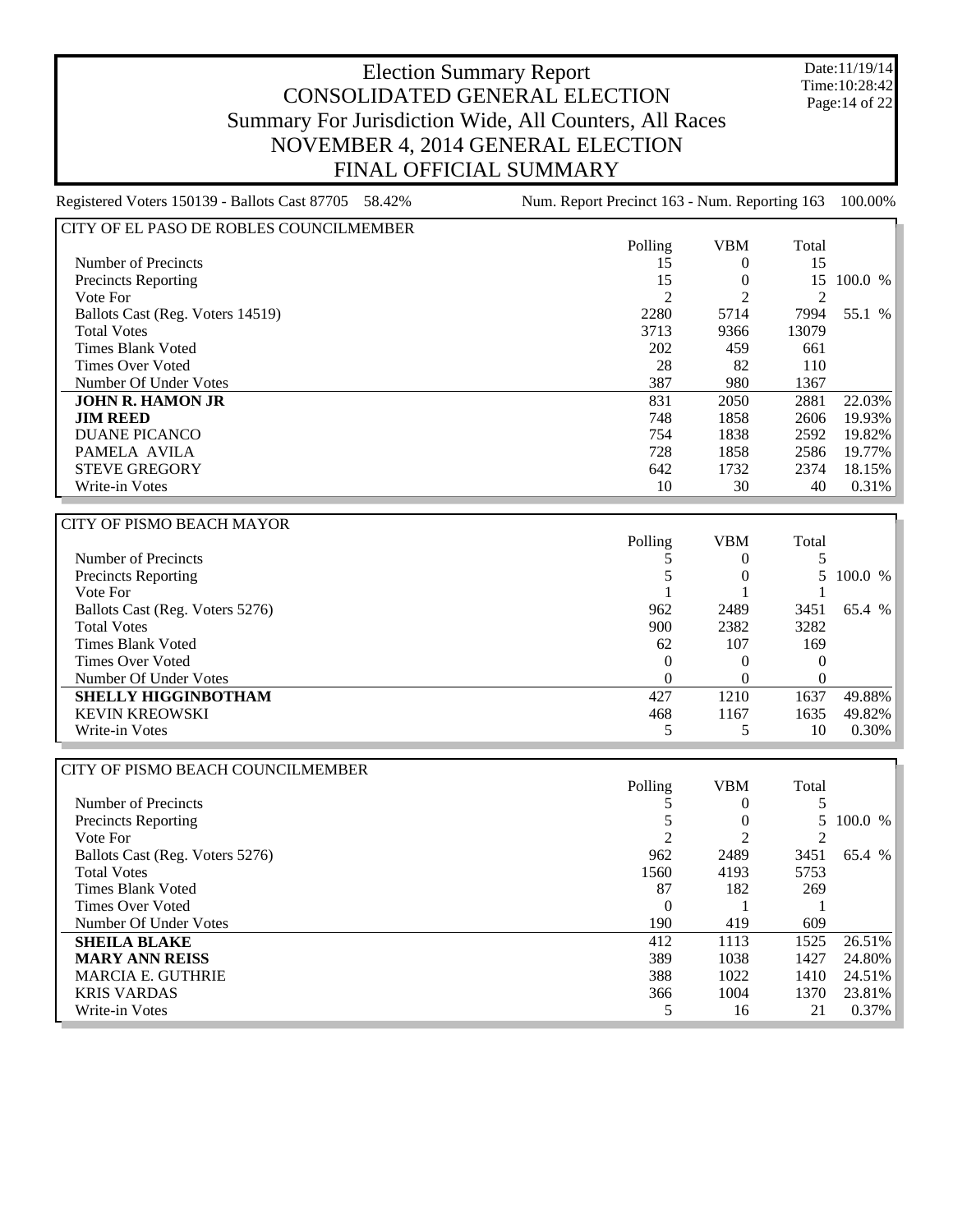# Election Summary Report

## CONSOLIDATED GENERAL ELECTION

## Summary For Jurisdiction Wide, All Counters, All Races

## NOVEMBER 4, 2014 GENERAL ELECTION

## FINAL OFFICIAL SUMMARY

Date:11/19/14
Time:10:28:42

Registered Voters 150139 - Ballots Cast 87705 58.42% | Num. Report Precinct 163 - Num. Reporting 163 100.00%

### CITY OF EL PASO DE ROBLES COUNCILMEMBER

| | Polling | VBM | Total | |
|---|---|---|---|---|
| Number of Precincts | 15 | 0 | 15 | |
| Precincts Reporting | 15 | 0 | 15 | 100.0 % |
| Vote For | 2 | 2 | 2 | |
| Ballots Cast (Reg. Voters 14519) | 2280 | 5714 | 7994 | 55.1 % |
| Total Votes | 3713 | 9366 | 13079 | |
| Times Blank Voted | 202 | 459 | 661 | |
| Times Over Voted | 28 | 82 | 110 | |
| Number Of Under Votes | 387 | 980 | 1367 | |
| **JOHN R. HAMON JR** | 831 | 2050 | 2881 | 22.03% |
| **JIM REED** | 748 | 1858 | 2606 | 19.93% |
| DUANE PICANCO | 754 | 1838 | 2592 | 19.82% |
| PAMELA AVILA | 728 | 1858 | 2586 | 19.77% |
| STEVE GREGORY | 642 | 1732 | 2374 | 18.15% |
| Write-in Votes | 10 | 30 | 40 | 0.31% |

### CITY OF PISMO BEACH MAYOR

| | Polling | VBM | Total | |
|---|---|---|---|---|
| Number of Precincts | 5 | 0 | 5 | |
| Precincts Reporting | 5 | 0 | 5 | 100.0 % |
| Vote For | 1 | 1 | 1 | |
| Ballots Cast (Reg. Voters 5276) | 962 | 2489 | 3451 | 65.4 % |
| Total Votes | 900 | 2382 | 3282 | |
| Times Blank Voted | 62 | 107 | 169 | |
| Times Over Voted | 0 | 0 | 0 | |
| Number Of Under Votes | 0 | 0 | 0 | |
| **SHELLY HIGGINBOTHAM** | 427 | 1210 | 1637 | 49.88% |
| KEVIN KREOWSKI | 468 | 1167 | 1635 | 49.82% |
| Write-in Votes | 5 | 5 | 10 | 0.30% |

### CITY OF PISMO BEACH COUNCILMEMBER

| | Polling | VBM | Total | |
|---|---|---|---|---|
| Number of Precincts | 5 | 0 | 5 | |
| Precincts Reporting | 5 | 0 | 5 | 100.0 % |
| Vote For | 2 | 2 | 2 | |
| Ballots Cast (Reg. Voters 5276) | 962 | 2489 | 3451 | 65.4 % |
| Total Votes | 1560 | 4193 | 5753 | |
| Times Blank Voted | 87 | 182 | 269 | |
| Times Over Voted | 0 | 1 | 1 | |
| Number Of Under Votes | 190 | 419 | 609 | |
| **SHEILA BLAKE** | 412 | 1113 | 1525 | 26.51% |
| **MARY ANN REISS** | 389 | 1038 | 1427 | 24.80% |
| MARCIA E. GUTHRIE | 388 | 1022 | 1410 | 24.51% |
| KRIS VARDAS | 366 | 1004 | 1370 | 23.81% |
| Write-in Votes | 5 | 16 | 21 | 0.37% |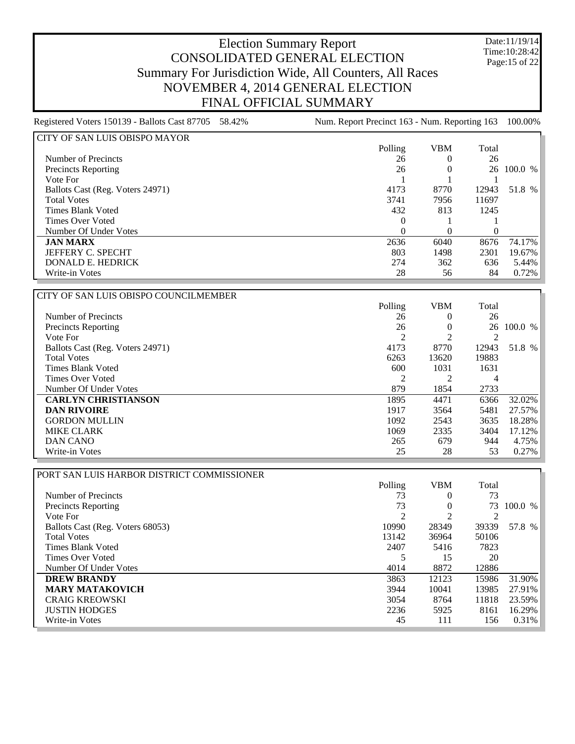# Election Summary Report

## CONSOLIDATED GENERAL ELECTION

## Summary For Jurisdiction Wide, All Counters, All Races

## NOVEMBER 4, 2014 GENERAL ELECTION

## FINAL OFFICIAL SUMMARY

Date:11/19/14
Time:10:28:42

Registered Voters 150139 - Ballots Cast 87705 58.42%

Num. Report Precinct 163 - Num. Reporting 163 100.00%

### CITY OF SAN LUIS OBISPO MAYOR

| | Polling | VBM | Total | |
|---|---|---|---|---|
| Number of Precincts | 26 | 0 | 26 | |
| Precincts Reporting | 26 | 0 | 26 | 100.0 % |
| Vote For | 1 | 1 | 1 | |
| Ballots Cast (Reg. Voters 24971) | 4173 | 8770 | 12943 | 51.8 % |
| Total Votes | 3741 | 7956 | 11697 | |
| Times Blank Voted | 432 | 813 | 1245 | |
| Times Over Voted | 0 | 1 | 1 | |
| Number Of Under Votes | 0 | 0 | 0 | |
| **JAN MARX** | 2636 | 6040 | 8676 | 74.17% |
| JEFFERY C. SPECHT | 803 | 1498 | 2301 | 19.67% |
| DONALD E. HEDRICK | 274 | 362 | 636 | 5.44% |
| Write-in Votes | 28 | 56 | 84 | 0.72% |

### CITY OF SAN LUIS OBISPO COUNCILMEMBER

| | Polling | VBM | Total | |
|---|---|---|---|---|
| Number of Precincts | 26 | 0 | 26 | |
| Precincts Reporting | 26 | 0 | 26 | 100.0 % |
| Vote For | 2 | 2 | 2 | |
| Ballots Cast (Reg. Voters 24971) | 4173 | 8770 | 12943 | 51.8 % |
| Total Votes | 6263 | 13620 | 19883 | |
| Times Blank Voted | 600 | 1031 | 1631 | |
| Times Over Voted | 2 | 2 | 4 | |
| Number Of Under Votes | 879 | 1854 | 2733 | |
| **CARLYN CHRISTIANSON** | 1895 | 4471 | 6366 | 32.02% |
| **DAN RIVOIRE** | 1917 | 3564 | 5481 | 27.57% |
| GORDON MULLIN | 1092 | 2543 | 3635 | 18.28% |
| MIKE CLARK | 1069 | 2335 | 3404 | 17.12% |
| DAN CANO | 265 | 679 | 944 | 4.75% |
| Write-in Votes | 25 | 28 | 53 | 0.27% |

### PORT SAN LUIS HARBOR DISTRICT COMMISSIONER

| | Polling | VBM | Total | |
|---|---|---|---|---|
| Number of Precincts | 73 | 0 | 73 | |
| Precincts Reporting | 73 | 0 | 73 | 100.0 % |
| Vote For | 2 | 2 | 2 | |
| Ballots Cast (Reg. Voters 68053) | 10990 | 28349 | 39339 | 57.8 % |
| Total Votes | 13142 | 36964 | 50106 | |
| Times Blank Voted | 2407 | 5416 | 7823 | |
| Times Over Voted | 5 | 15 | 20 | |
| Number Of Under Votes | 4014 | 8872 | 12886 | |
| **DREW BRANDY** | 3863 | 12123 | 15986 | 31.90% |
| **MARY MATAKOVICH** | 3944 | 10041 | 13985 | 27.91% |
| CRAIG KREOWSKI | 3054 | 8764 | 11818 | 23.59% |
| JUSTIN HODGES | 2236 | 5925 | 8161 | 16.29% |
| Write-in Votes | 45 | 111 | 156 | 0.31% |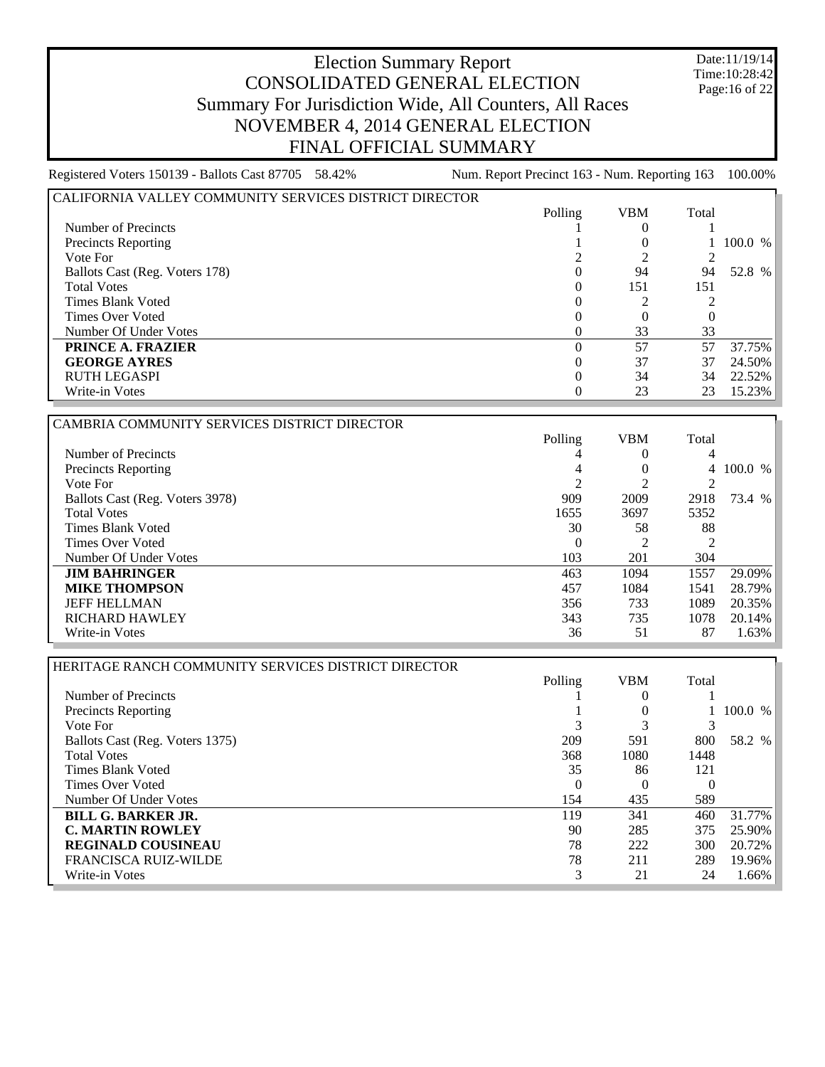# Election Summary Report
# CONSOLIDATED GENERAL ELECTION
## Summary For Jurisdiction Wide, All Counters, All Races
## NOVEMBER 4, 2014 GENERAL ELECTION
## FINAL OFFICIAL SUMMARY

Date:11/19/14
Time:10:28:42

Registered Voters 150139 - Ballots Cast 87705 58.42% Num. Report Precinct 163 - Num. Reporting 163 100.00%

### CALIFORNIA VALLEY COMMUNITY SERVICES DISTRICT DIRECTOR

| | Polling | VBM | Total | |
|---|---|---|---|---|
| Number of Precincts | 1 | 0 | 1 | |
| Precincts Reporting | 1 | 0 | 1 | 100.0 % |
| Vote For | 2 | 2 | 2 | |
| Ballots Cast (Reg. Voters 178) | 0 | 94 | 94 | 52.8 % |
| Total Votes | 0 | 151 | 151 | |
| Times Blank Voted | 0 | 2 | 2 | |
| Times Over Voted | 0 | 0 | 0 | |
| Number Of Under Votes | 0 | 33 | 33 | |
| **PRINCE A. FRAZIER** | 0 | 57 | 57 | 37.75% |
| **GEORGE AYRES** | 0 | 37 | 37 | 24.50% |
| RUTH LEGASPI | 0 | 34 | 34 | 22.52% |
| Write-in Votes | 0 | 23 | 23 | 15.23% |

### CAMBRIA COMMUNITY SERVICES DISTRICT DIRECTOR

| | Polling | VBM | Total | |
|---|---|---|---|---|
| Number of Precincts | 4 | 0 | 4 | |
| Precincts Reporting | 4 | 0 | 4 | 100.0 % |
| Vote For | 2 | 2 | 2 | |
| Ballots Cast (Reg. Voters 3978) | 909 | 2009 | 2918 | 73.4 % |
| Total Votes | 1655 | 3697 | 5352 | |
| Times Blank Voted | 30 | 58 | 88 | |
| Times Over Voted | 0 | 2 | 2 | |
| Number Of Under Votes | 103 | 201 | 304 | |
| **JIM BAHRINGER** | 463 | 1094 | 1557 | 29.09% |
| **MIKE THOMPSON** | 457 | 1084 | 1541 | 28.79% |
| JEFF HELLMAN | 356 | 733 | 1089 | 20.35% |
| RICHARD HAWLEY | 343 | 735 | 1078 | 20.14% |
| Write-in Votes | 36 | 51 | 87 | 1.63% |

### HERITAGE RANCH COMMUNITY SERVICES DISTRICT DIRECTOR

| | Polling | VBM | Total | |
|---|---|---|---|---|
| Number of Precincts | 1 | 0 | 1 | |
| Precincts Reporting | 1 | 0 | 1 | 100.0 % |
| Vote For | 3 | 3 | 3 | |
| Ballots Cast (Reg. Voters 1375) | 209 | 591 | 800 | 58.2 % |
| Total Votes | 368 | 1080 | 1448 | |
| Times Blank Voted | 35 | 86 | 121 | |
| Times Over Voted | 0 | 0 | 0 | |
| Number Of Under Votes | 154 | 435 | 589 | |
| **BILL G. BARKER JR.** | 119 | 341 | 460 | 31.77% |
| **C. MARTIN ROWLEY** | 90 | 285 | 375 | 25.90% |
| **REGINALD COUSINEAU** | 78 | 222 | 300 | 20.72% |
| FRANCISCA RUIZ-WILDE | 78 | 211 | 289 | 19.96% |
| Write-in Votes | 3 | 21 | 24 | 1.66% |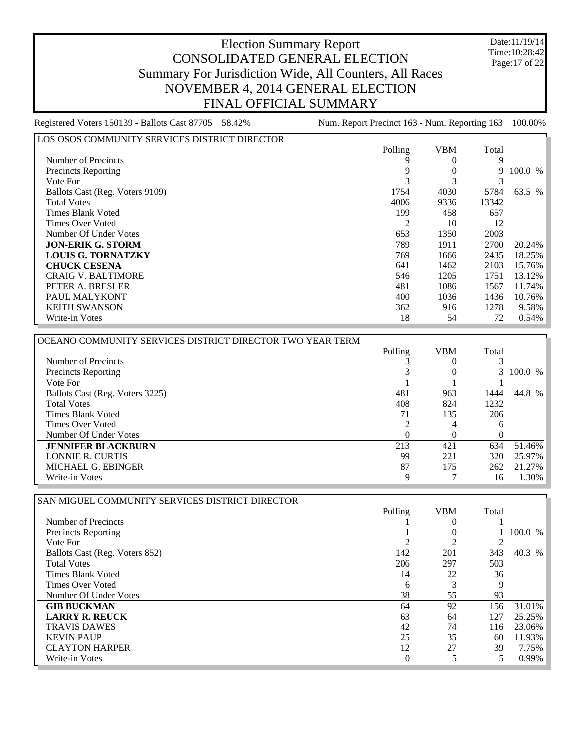# Election Summary Report

## CONSOLIDATED GENERAL ELECTION

## Summary For Jurisdiction Wide, All Counters, All Races

## NOVEMBER 4, 2014 GENERAL ELECTION

## FINAL OFFICIAL SUMMARY

Date:11/19/14
Time:10:28:42

Registered Voters 150139 - Ballots Cast 87705 58.42% Num. Report Precinct 163 - Num. Reporting 163 100.00%

### LOS OSOS COMMUNITY SERVICES DISTRICT DIRECTOR

| | Polling | VBM | Total | |
|---|---|---|---|---|
| Number of Precincts | 9 | 0 | 9 | |
| Precincts Reporting | 9 | 0 | 9 | 100.0 % |
| Vote For | 3 | 3 | 3 | |
| Ballots Cast (Reg. Voters 9109) | 1754 | 4030 | 5784 | 63.5 % |
| Total Votes | 4006 | 9336 | 13342 | |
| Times Blank Voted | 199 | 458 | 657 | |
| Times Over Voted | 2 | 10 | 12 | |
| Number Of Under Votes | 653 | 1350 | 2003 | |
| **JON-ERIK G. STORM** | 789 | 1911 | 2700 | 20.24% |
| **LOUIS G. TORNATZKY** | 769 | 1666 | 2435 | 18.25% |
| **CHUCK CESENA** | 641 | 1462 | 2103 | 15.76% |
| CRAIG V. BALTIMORE | 546 | 1205 | 1751 | 13.12% |
| PETER A. BRESLER | 481 | 1086 | 1567 | 11.74% |
| PAUL MALYKONT | 400 | 1036 | 1436 | 10.76% |
| KEITH SWANSON | 362 | 916 | 1278 | 9.58% |
| Write-in Votes | 18 | 54 | 72 | 0.54% |

### OCEANO COMMUNITY SERVICES DISTRICT DIRECTOR TWO YEAR TERM

| | Polling | VBM | Total | |
|---|---|---|---|---|
| Number of Precincts | 3 | 0 | 3 | |
| Precincts Reporting | 3 | 0 | 3 | 100.0 % |
| Vote For | 1 | 1 | 1 | |
| Ballots Cast (Reg. Voters 3225) | 481 | 963 | 1444 | 44.8 % |
| Total Votes | 408 | 824 | 1232 | |
| Times Blank Voted | 71 | 135 | 206 | |
| Times Over Voted | 2 | 4 | 6 | |
| Number Of Under Votes | 0 | 0 | 0 | |
| **JENNIFER BLACKBURN** | 213 | 421 | 634 | 51.46% |
| LONNIE R. CURTIS | 99 | 221 | 320 | 25.97% |
| MICHAEL G. EBINGER | 87 | 175 | 262 | 21.27% |
| Write-in Votes | 9 | 7 | 16 | 1.30% |

### SAN MIGUEL COMMUNITY SERVICES DISTRICT DIRECTOR

| | Polling | VBM | Total | |
|---|---|---|---|---|
| Number of Precincts | 1 | 0 | 1 | |
| Precincts Reporting | 1 | 0 | 1 | 100.0 % |
| Vote For | 2 | 2 | 2 | |
| Ballots Cast (Reg. Voters 852) | 142 | 201 | 343 | 40.3 % |
| Total Votes | 206 | 297 | 503 | |
| Times Blank Voted | 14 | 22 | 36 | |
| Times Over Voted | 6 | 3 | 9 | |
| Number Of Under Votes | 38 | 55 | 93 | |
| **GIB BUCKMAN** | 64 | 92 | 156 | 31.01% |
| **LARRY R. REUCK** | 63 | 64 | 127 | 25.25% |
| TRAVIS DAWES | 42 | 74 | 116 | 23.06% |
| KEVIN PAUP | 25 | 35 | 60 | 11.93% |
| CLAYTON HARPER | 12 | 27 | 39 | 7.75% |
| Write-in Votes | 0 | 5 | 5 | 0.99% |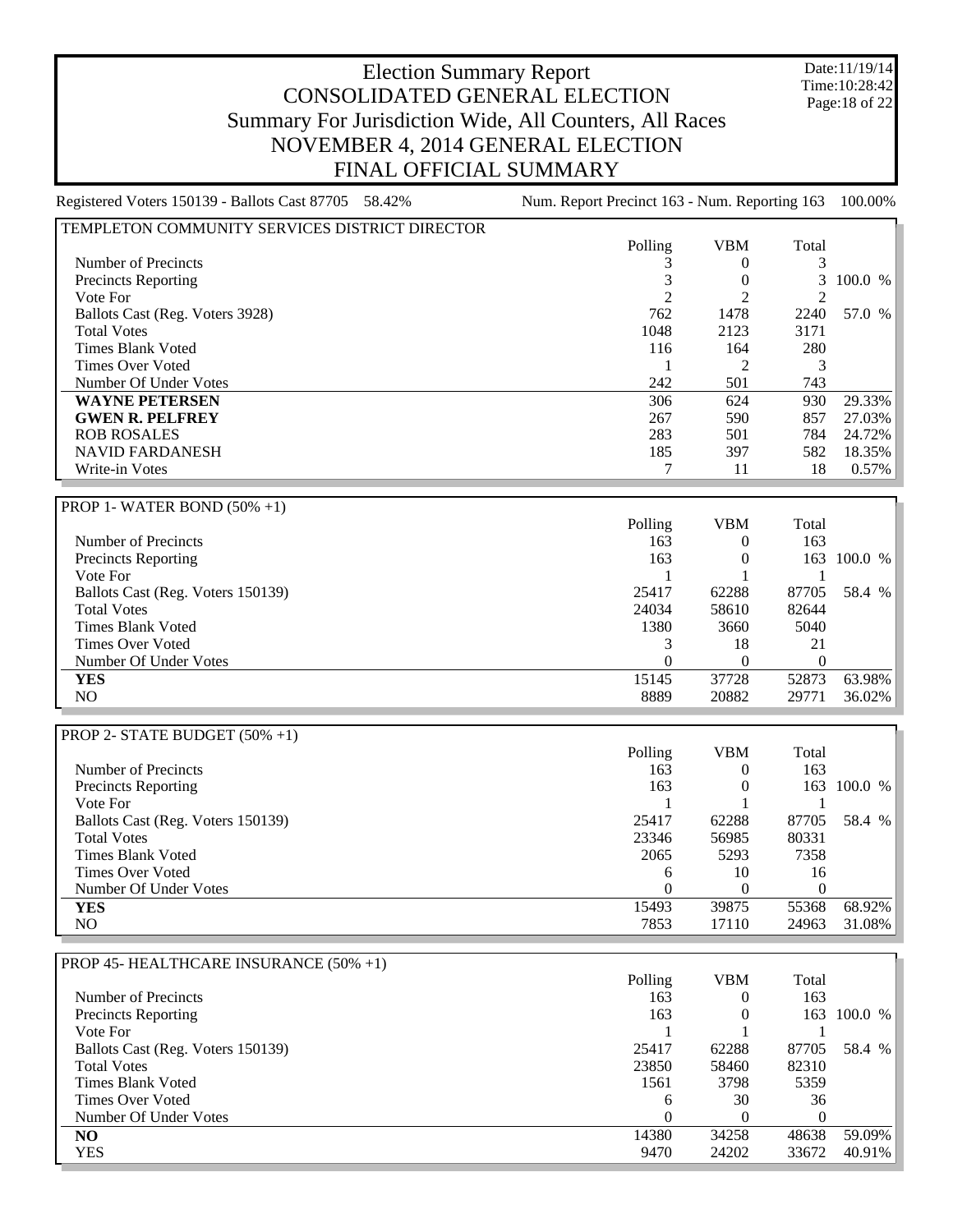# Election Summary Report
# CONSOLIDATED GENERAL ELECTION
## Summary For Jurisdiction Wide, All Counters, All Races
## NOVEMBER 4, 2014 GENERAL ELECTION
## FINAL OFFICIAL SUMMARY

Date:11/19/14
Time:10:28:42

Registered Voters 150139 - Ballots Cast 87705 58.42% | Num. Report Precinct 163 - Num. Reporting 163 100.00%

### TEMPLETON COMMUNITY SERVICES DISTRICT DIRECTOR

| | Polling | VBM | Total | |
|---|---|---|---|---|
| Number of Precincts | 3 | 0 | 3 | |
| Precincts Reporting | 3 | 0 | 3 | 100.0 % |
| Vote For | 2 | 2 | 2 | |
| Ballots Cast (Reg. Voters 3928) | 762 | 1478 | 2240 | 57.0 % |
| Total Votes | 1048 | 2123 | 3171 | |
| Times Blank Voted | 116 | 164 | 280 | |
| Times Over Voted | 1 | 2 | 3 | |
| Number Of Under Votes | 242 | 501 | 743 | |
| **WAYNE PETERSEN** | 306 | 624 | 930 | 29.33% |
| **GWEN R. PELFREY** | 267 | 590 | 857 | 27.03% |
| ROB ROSALES | 283 | 501 | 784 | 24.72% |
| NAVID FARDANESH | 185 | 397 | 582 | 18.35% |
| Write-in Votes | 7 | 11 | 18 | 0.57% |

### PROP 1- WATER BOND (50% +1)

| | Polling | VBM | Total | |
|---|---|---|---|---|
| Number of Precincts | 163 | 0 | 163 | |
| Precincts Reporting | 163 | 0 | 163 | 100.0 % |
| Vote For | 1 | 1 | 1 | |
| Ballots Cast (Reg. Voters 150139) | 25417 | 62288 | 87705 | 58.4 % |
| Total Votes | 24034 | 58610 | 82644 | |
| Times Blank Voted | 1380 | 3660 | 5040 | |
| Times Over Voted | 3 | 18 | 21 | |
| Number Of Under Votes | 0 | 0 | 0 | |
| **YES** | 15145 | 37728 | 52873 | 63.98% |
| NO | 8889 | 20882 | 29771 | 36.02% |

### PROP 2- STATE BUDGET (50% +1)

| | Polling | VBM | Total | |
|---|---|---|---|---|
| Number of Precincts | 163 | 0 | 163 | |
| Precincts Reporting | 163 | 0 | 163 | 100.0 % |
| Vote For | 1 | 1 | 1 | |
| Ballots Cast (Reg. Voters 150139) | 25417 | 62288 | 87705 | 58.4 % |
| Total Votes | 23346 | 56985 | 80331 | |
| Times Blank Voted | 2065 | 5293 | 7358 | |
| Times Over Voted | 6 | 10 | 16 | |
| Number Of Under Votes | 0 | 0 | 0 | |
| **YES** | 15493 | 39875 | 55368 | 68.92% |
| NO | 7853 | 17110 | 24963 | 31.08% |

### PROP 45- HEALTHCARE INSURANCE (50% +1)

| | Polling | VBM | Total | |
|---|---|---|---|---|
| Number of Precincts | 163 | 0 | 163 | |
| Precincts Reporting | 163 | 0 | 163 | 100.0 % |
| Vote For | 1 | 1 | 1 | |
| Ballots Cast (Reg. Voters 150139) | 25417 | 62288 | 87705 | 58.4 % |
| Total Votes | 23850 | 58460 | 82310 | |
| Times Blank Voted | 1561 | 3798 | 5359 | |
| Times Over Voted | 6 | 30 | 36 | |
| Number Of Under Votes | 0 | 0 | 0 | |
| **NO** | 14380 | 34258 | 48638 | 59.09% |
| YES | 9470 | 24202 | 33672 | 40.91% |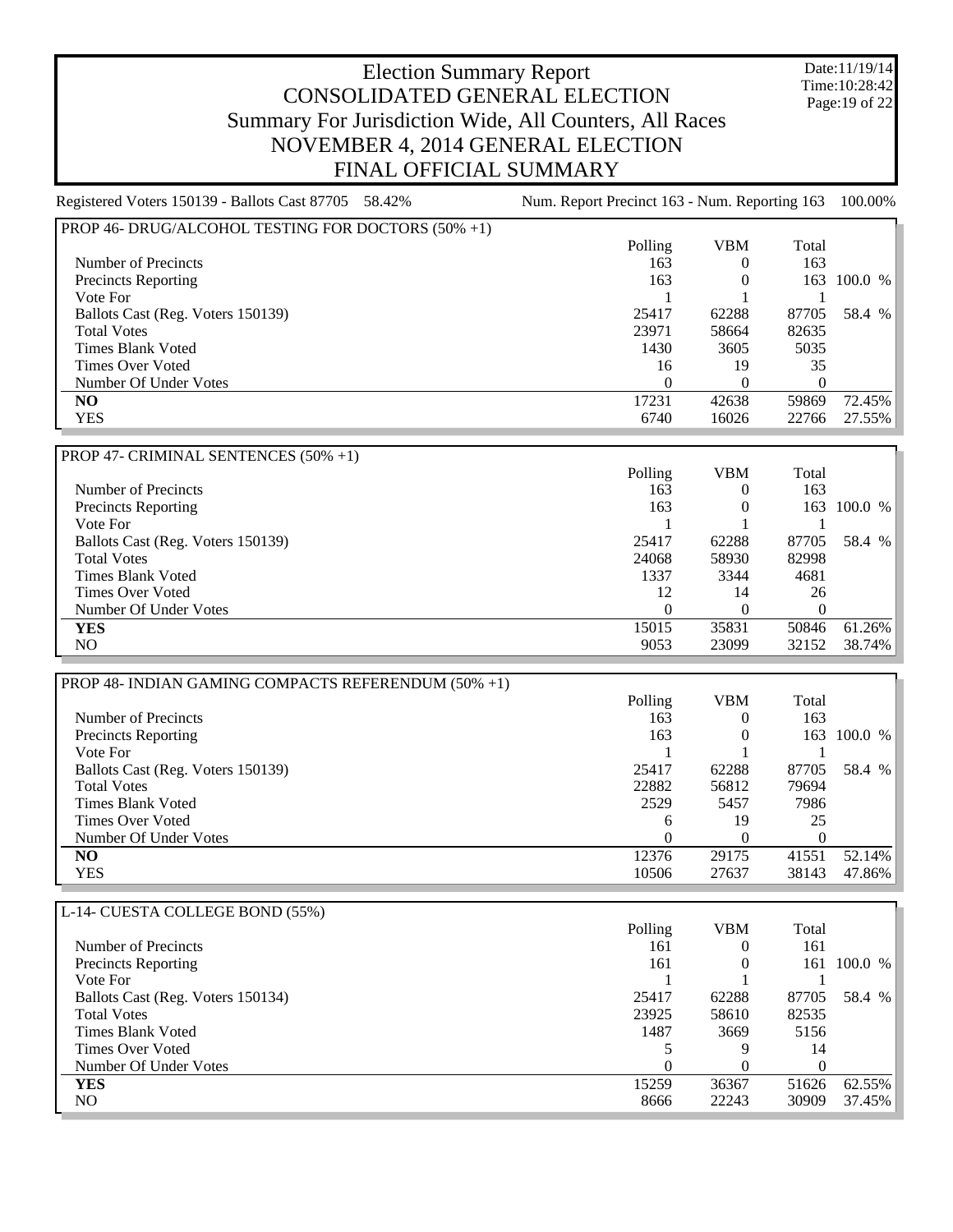# Election Summary Report
## CONSOLIDATED GENERAL ELECTION
## Summary For Jurisdiction Wide, All Counters, All Races
## NOVEMBER 4, 2014 GENERAL ELECTION
## FINAL OFFICIAL SUMMARY

Date:11/19/14
Time:10:28:42

Registered Voters 150139 - Ballots Cast 87705 58.42% | Num. Report Precinct 163 - Num. Reporting 163 100.00%

### PROP 46- DRUG/ALCOHOL TESTING FOR DOCTORS (50% +1)

| | Polling | VBM | Total | |
|---|---|---|---|---|
| Number of Precincts | 163 | 0 | 163 | |
| Precincts Reporting | 163 | 0 | 163 | 100.0 % |
| Vote For | 1 | 1 | 1 | |
| Ballots Cast (Reg. Voters 150139) | 25417 | 62288 | 87705 | 58.4 % |
| Total Votes | 23971 | 58664 | 82635 | |
| Times Blank Voted | 1430 | 3605 | 5035 | |
| Times Over Voted | 16 | 19 | 35 | |
| Number Of Under Votes | 0 | 0 | 0 | |
| **NO** | 17231 | 42638 | 59869 | 72.45% |
| YES | 6740 | 16026 | 22766 | 27.55% |

### PROP 47- CRIMINAL SENTENCES (50% +1)

| | Polling | VBM | Total | |
|---|---|---|---|---|
| Number of Precincts | 163 | 0 | 163 | |
| Precincts Reporting | 163 | 0 | 163 | 100.0 % |
| Vote For | 1 | 1 | 1 | |
| Ballots Cast (Reg. Voters 150139) | 25417 | 62288 | 87705 | 58.4 % |
| Total Votes | 24068 | 58930 | 82998 | |
| Times Blank Voted | 1337 | 3344 | 4681 | |
| Times Over Voted | 12 | 14 | 26 | |
| Number Of Under Votes | 0 | 0 | 0 | |
| **YES** | 15015 | 35831 | 50846 | 61.26% |
| NO | 9053 | 23099 | 32152 | 38.74% |

### PROP 48- INDIAN GAMING COMPACTS REFERENDUM (50% +1)

| | Polling | VBM | Total | |
|---|---|---|---|---|
| Number of Precincts | 163 | 0 | 163 | |
| Precincts Reporting | 163 | 0 | 163 | 100.0 % |
| Vote For | 1 | 1 | 1 | |
| Ballots Cast (Reg. Voters 150139) | 25417 | 62288 | 87705 | 58.4 % |
| Total Votes | 22882 | 56812 | 79694 | |
| Times Blank Voted | 2529 | 5457 | 7986 | |
| Times Over Voted | 6 | 19 | 25 | |
| Number Of Under Votes | 0 | 0 | 0 | |
| **NO** | 12376 | 29175 | 41551 | 52.14% |
| YES | 10506 | 27637 | 38143 | 47.86% |

### L-14- CUESTA COLLEGE BOND (55%)

| | Polling | VBM | Total | |
|---|---|---|---|---|
| Number of Precincts | 161 | 0 | 161 | |
| Precincts Reporting | 161 | 0 | 161 | 100.0 % |
| Vote For | 1 | 1 | 1 | |
| Ballots Cast (Reg. Voters 150134) | 25417 | 62288 | 87705 | 58.4 % |
| Total Votes | 23925 | 58610 | 82535 | |
| Times Blank Voted | 1487 | 3669 | 5156 | |
| Times Over Voted | 5 | 9 | 14 | |
| Number Of Under Votes | 0 | 0 | 0 | |
| **YES** | 15259 | 36367 | 51626 | 62.55% |
| NO | 8666 | 22243 | 30909 | 37.45% |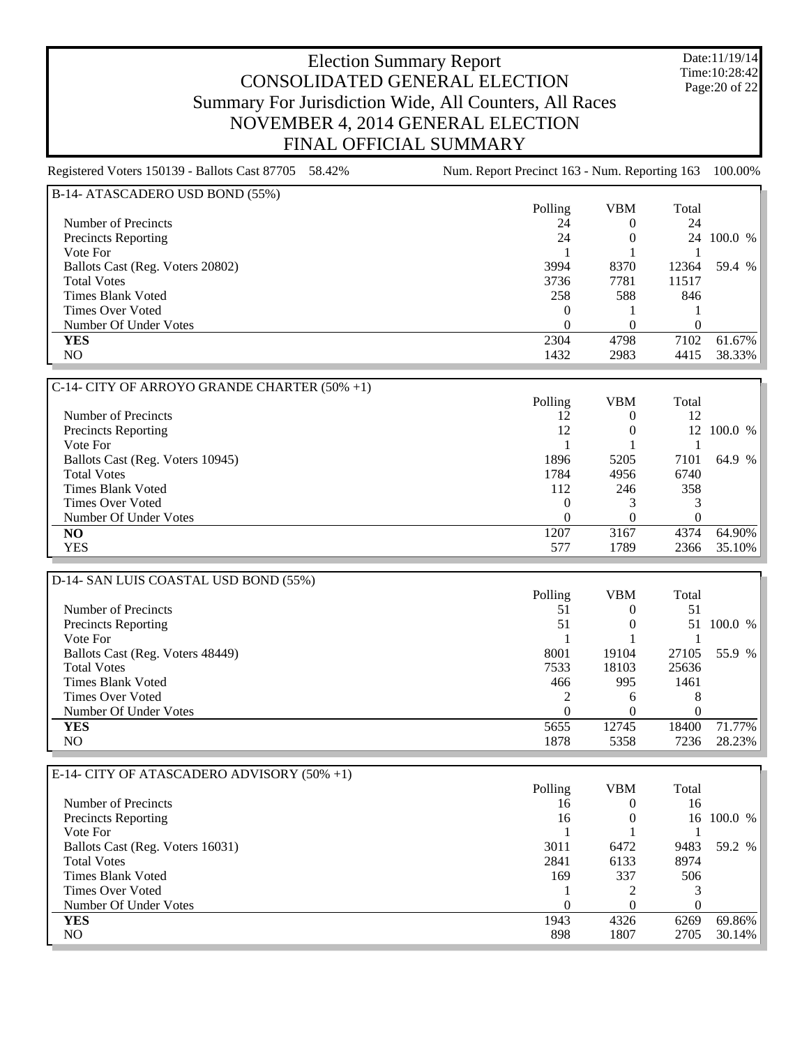# Election Summary Report

## CONSOLIDATED GENERAL ELECTION

## Summary For Jurisdiction Wide, All Counters, All Races

## NOVEMBER 4, 2014 GENERAL ELECTION

## FINAL OFFICIAL SUMMARY

Date:11/19/14
Time:10:28:42

Registered Voters 150139 - Ballots Cast 87705 58.42%    Num. Report Precinct 163 - Num. Reporting 163 100.00%

### B-14- ATASCADERO USD BOND (55%)

| | Polling | VBM | Total | |
|---|---|---|---|---|
| Number of Precincts | 24 | 0 | 24 | |
| Precincts Reporting | 24 | 0 | 24 | 100.0 % |
| Vote For | 1 | 1 | 1 | |
| Ballots Cast (Reg. Voters 20802) | 3994 | 8370 | 12364 | 59.4 % |
| Total Votes | 3736 | 7781 | 11517 | |
| Times Blank Voted | 258 | 588 | 846 | |
| Times Over Voted | 0 | 1 | 1 | |
| Number Of Under Votes | 0 | 0 | 0 | |
| **YES** | 2304 | 4798 | 7102 | 61.67% |
| NO | 1432 | 2983 | 4415 | 38.33% |

### C-14- CITY OF ARROYO GRANDE CHARTER (50% +1)

| | Polling | VBM | Total | |
|---|---|---|---|---|
| Number of Precincts | 12 | 0 | 12 | |
| Precincts Reporting | 12 | 0 | 12 | 100.0 % |
| Vote For | 1 | 1 | 1 | |
| Ballots Cast (Reg. Voters 10945) | 1896 | 5205 | 7101 | 64.9 % |
| Total Votes | 1784 | 4956 | 6740 | |
| Times Blank Voted | 112 | 246 | 358 | |
| Times Over Voted | 0 | 3 | 3 | |
| Number Of Under Votes | 0 | 0 | 0 | |
| **NO** | 1207 | 3167 | 4374 | 64.90% |
| YES | 577 | 1789 | 2366 | 35.10% |

### D-14- SAN LUIS COASTAL USD BOND (55%)

| | Polling | VBM | Total | |
|---|---|---|---|---|
| Number of Precincts | 51 | 0 | 51 | |
| Precincts Reporting | 51 | 0 | 51 | 100.0 % |
| Vote For | 1 | 1 | 1 | |
| Ballots Cast (Reg. Voters 48449) | 8001 | 19104 | 27105 | 55.9 % |
| Total Votes | 7533 | 18103 | 25636 | |
| Times Blank Voted | 466 | 995 | 1461 | |
| Times Over Voted | 2 | 6 | 8 | |
| Number Of Under Votes | 0 | 0 | 0 | |
| **YES** | 5655 | 12745 | 18400 | 71.77% |
| NO | 1878 | 5358 | 7236 | 28.23% |

### E-14- CITY OF ATASCADERO ADVISORY (50% +1)

| | Polling | VBM | Total | |
|---|---|---|---|---|
| Number of Precincts | 16 | 0 | 16 | |
| Precincts Reporting | 16 | 0 | 16 | 100.0 % |
| Vote For | 1 | 1 | 1 | |
| Ballots Cast (Reg. Voters 16031) | 3011 | 6472 | 9483 | 59.2 % |
| Total Votes | 2841 | 6133 | 8974 | |
| Times Blank Voted | 169 | 337 | 506 | |
| Times Over Voted | 1 | 2 | 3 | |
| Number Of Under Votes | 0 | 0 | 0 | |
| **YES** | 1943 | 4326 | 6269 | 69.86% |
| NO | 898 | 1807 | 2705 | 30.14% |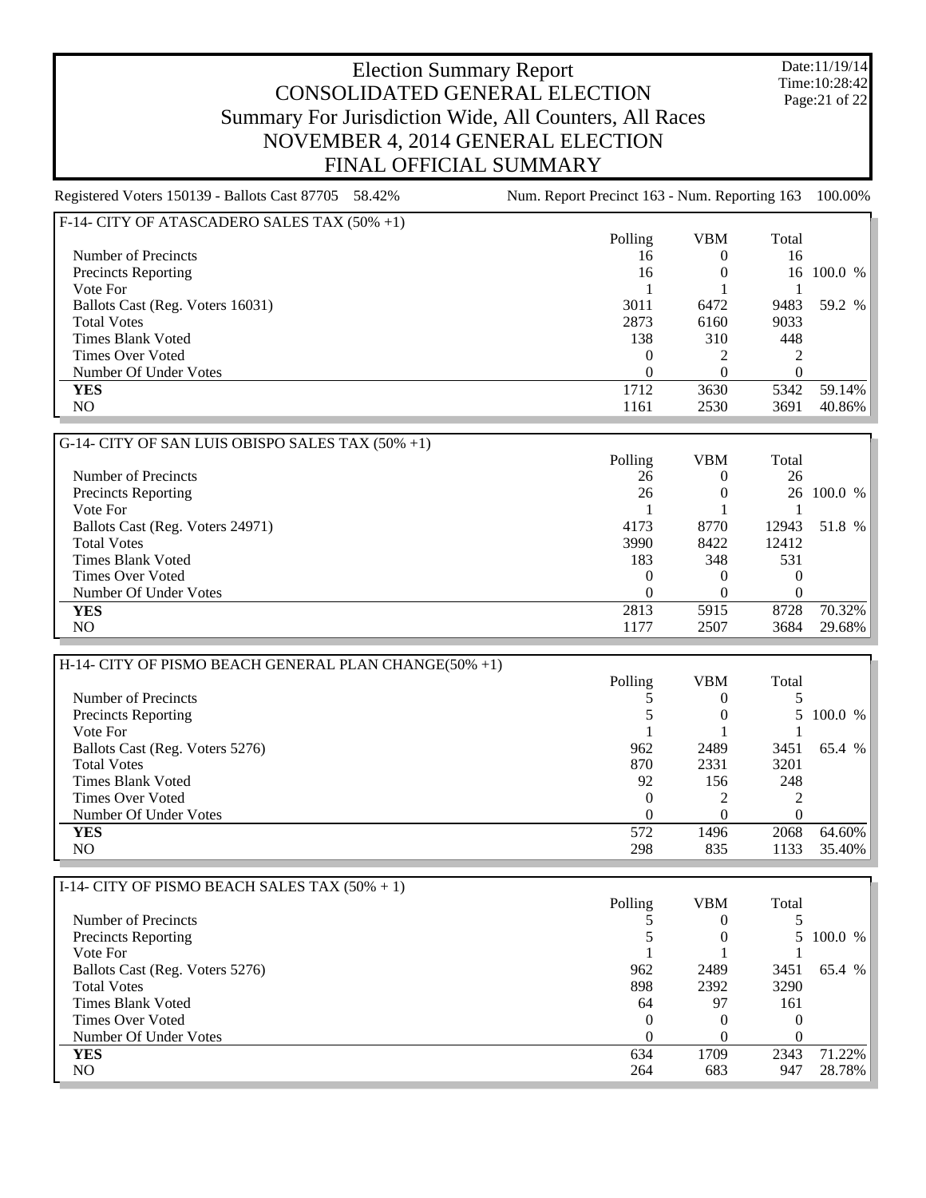# Election Summary Report
## CONSOLIDATED GENERAL ELECTION
## Summary For Jurisdiction Wide, All Counters, All Races
## NOVEMBER 4, 2014 GENERAL ELECTION
## FINAL OFFICIAL SUMMARY

Date:11/19/14
Time:10:28:42

Registered Voters 150139 - Ballots Cast 87705 58.42% | Num. Report Precinct 163 - Num. Reporting 163 100.00%

### F-14- CITY OF ATASCADERO SALES TAX (50% +1)

| | Polling | VBM | Total | |
|---|---|---|---|---|
| Number of Precincts | 16 | 0 | 16 | |
| Precincts Reporting | 16 | 0 | 16 | 100.0 % |
| Vote For | 1 | 1 | 1 | |
| Ballots Cast (Reg. Voters 16031) | 3011 | 6472 | 9483 | 59.2 % |
| Total Votes | 2873 | 6160 | 9033 | |
| Times Blank Voted | 138 | 310 | 448 | |
| Times Over Voted | 0 | 2 | 2 | |
| Number Of Under Votes | 0 | 0 | 0 | |
| **YES** | 1712 | 3630 | 5342 | 59.14% |
| NO | 1161 | 2530 | 3691 | 40.86% |

### G-14- CITY OF SAN LUIS OBISPO SALES TAX (50% +1)

| | Polling | VBM | Total | |
|---|---|---|---|---|
| Number of Precincts | 26 | 0 | 26 | |
| Precincts Reporting | 26 | 0 | 26 | 100.0 % |
| Vote For | 1 | 1 | 1 | |
| Ballots Cast (Reg. Voters 24971) | 4173 | 8770 | 12943 | 51.8 % |
| Total Votes | 3990 | 8422 | 12412 | |
| Times Blank Voted | 183 | 348 | 531 | |
| Times Over Voted | 0 | 0 | 0 | |
| Number Of Under Votes | 0 | 0 | 0 | |
| **YES** | 2813 | 5915 | 8728 | 70.32% |
| NO | 1177 | 2507 | 3684 | 29.68% |

### H-14- CITY OF PISMO BEACH GENERAL PLAN CHANGE(50% +1)

| | Polling | VBM | Total | |
|---|---|---|---|---|
| Number of Precincts | 5 | 0 | 5 | |
| Precincts Reporting | 5 | 0 | 5 | 100.0 % |
| Vote For | 1 | 1 | 1 | |
| Ballots Cast (Reg. Voters 5276) | 962 | 2489 | 3451 | 65.4 % |
| Total Votes | 870 | 2331 | 3201 | |
| Times Blank Voted | 92 | 156 | 248 | |
| Times Over Voted | 0 | 2 | 2 | |
| Number Of Under Votes | 0 | 0 | 0 | |
| **YES** | 572 | 1496 | 2068 | 64.60% |
| NO | 298 | 835 | 1133 | 35.40% |

### I-14- CITY OF PISMO BEACH SALES TAX (50% + 1)

| | Polling | VBM | Total | |
|---|---|---|---|---|
| Number of Precincts | 5 | 0 | 5 | |
| Precincts Reporting | 5 | 0 | 5 | 100.0 % |
| Vote For | 1 | 1 | 1 | |
| Ballots Cast (Reg. Voters 5276) | 962 | 2489 | 3451 | 65.4 % |
| Total Votes | 898 | 2392 | 3290 | |
| Times Blank Voted | 64 | 97 | 161 | |
| Times Over Voted | 0 | 0 | 0 | |
| Number Of Under Votes | 0 | 0 | 0 | |
| **YES** | 634 | 1709 | 2343 | 71.22% |
| NO | 264 | 683 | 947 | 28.78% |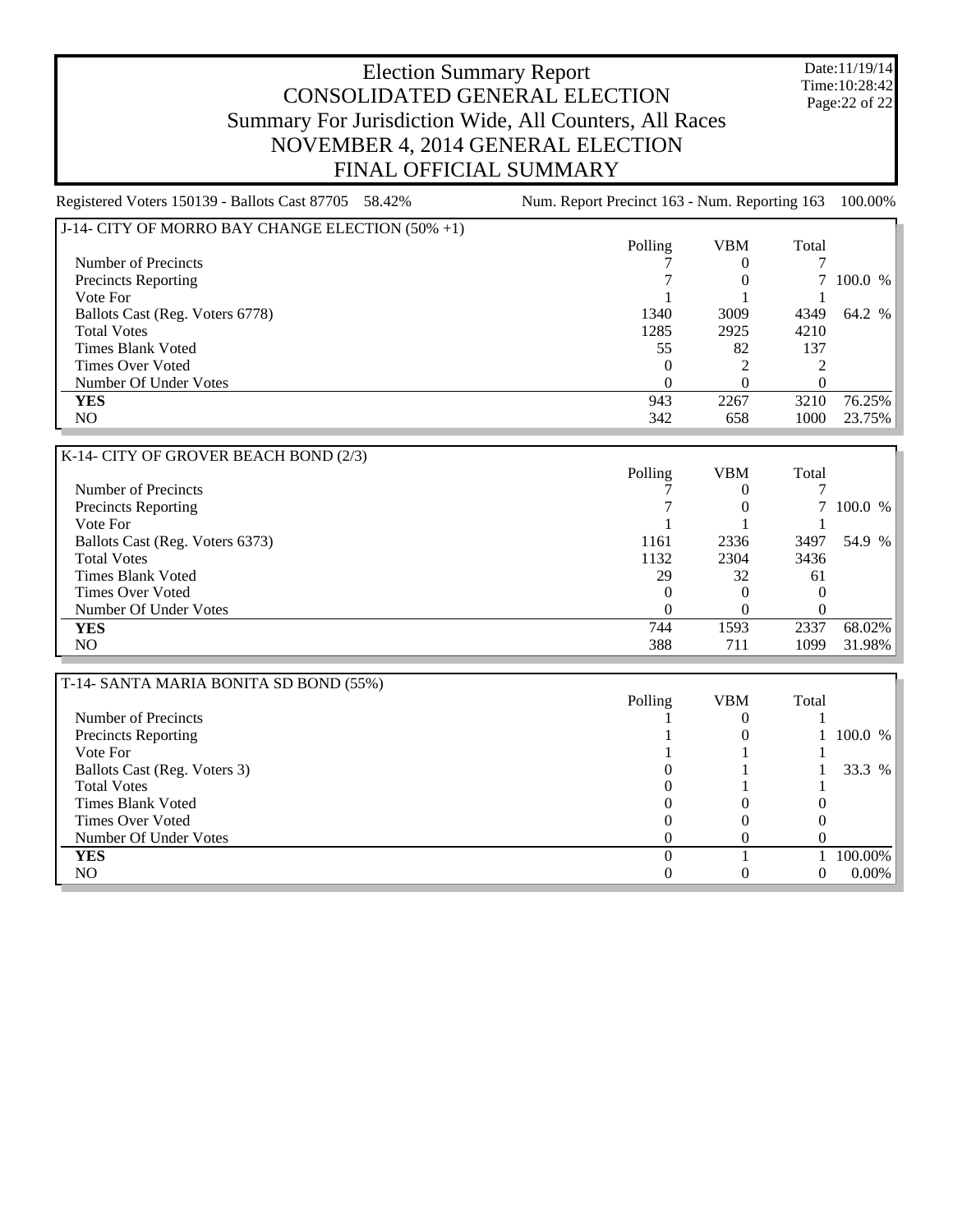# Election Summary Report
## CONSOLIDATED GENERAL ELECTION
## Summary For Jurisdiction Wide, All Counters, All Races
## NOVEMBER 4, 2014 GENERAL ELECTION
## FINAL OFFICIAL SUMMARY

Date:11/19/14
Time:10:28:42

Registered Voters 150139 - Ballots Cast 87705 58.42%    Num. Report Precinct 163 - Num. Reporting 163 100.00%

### J-14- CITY OF MORRO BAY CHANGE ELECTION (50% +1)

| | Polling | VBM | Total | |
|---|---|---|---|---|
| Number of Precincts | 7 | 0 | 7 | |
| Precincts Reporting | 7 | 0 | 7 | 100.0 % |
| Vote For | 1 | 1 | 1 | |
| Ballots Cast (Reg. Voters 6778) | 1340 | 3009 | 4349 | 64.2 % |
| Total Votes | 1285 | 2925 | 4210 | |
| Times Blank Voted | 55 | 82 | 137 | |
| Times Over Voted | 0 | 2 | 2 | |
| Number Of Under Votes | 0 | 0 | 0 | |
| **YES** | 943 | 2267 | 3210 | 76.25% |
| NO | 342 | 658 | 1000 | 23.75% |

### K-14- CITY OF GROVER BEACH BOND (2/3)

| | Polling | VBM | Total | |
|---|---|---|---|---|
| Number of Precincts | 7 | 0 | 7 | |
| Precincts Reporting | 7 | 0 | 7 | 100.0 % |
| Vote For | 1 | 1 | 1 | |
| Ballots Cast (Reg. Voters 6373) | 1161 | 2336 | 3497 | 54.9 % |
| Total Votes | 1132 | 2304 | 3436 | |
| Times Blank Voted | 29 | 32 | 61 | |
| Times Over Voted | 0 | 0 | 0 | |
| Number Of Under Votes | 0 | 0 | 0 | |
| **YES** | 744 | 1593 | 2337 | 68.02% |
| NO | 388 | 711 | 1099 | 31.98% |

### T-14- SANTA MARIA BONITA SD BOND (55%)

| | Polling | VBM | Total | |
|---|---|---|---|---|
| Number of Precincts | 1 | 0 | 1 | |
| Precincts Reporting | 1 | 0 | 1 | 100.0 % |
| Vote For | 1 | 1 | 1 | |
| Ballots Cast (Reg. Voters 3) | 0 | 1 | 1 | 33.3 % |
| Total Votes | 0 | 1 | 1 | |
| Times Blank Voted | 0 | 0 | 0 | |
| Times Over Voted | 0 | 0 | 0 | |
| Number Of Under Votes | 0 | 0 | 0 | |
| **YES** | 0 | 1 | 1 | 100.00% |
| NO | 0 | 0 | 0 | 0.00% |